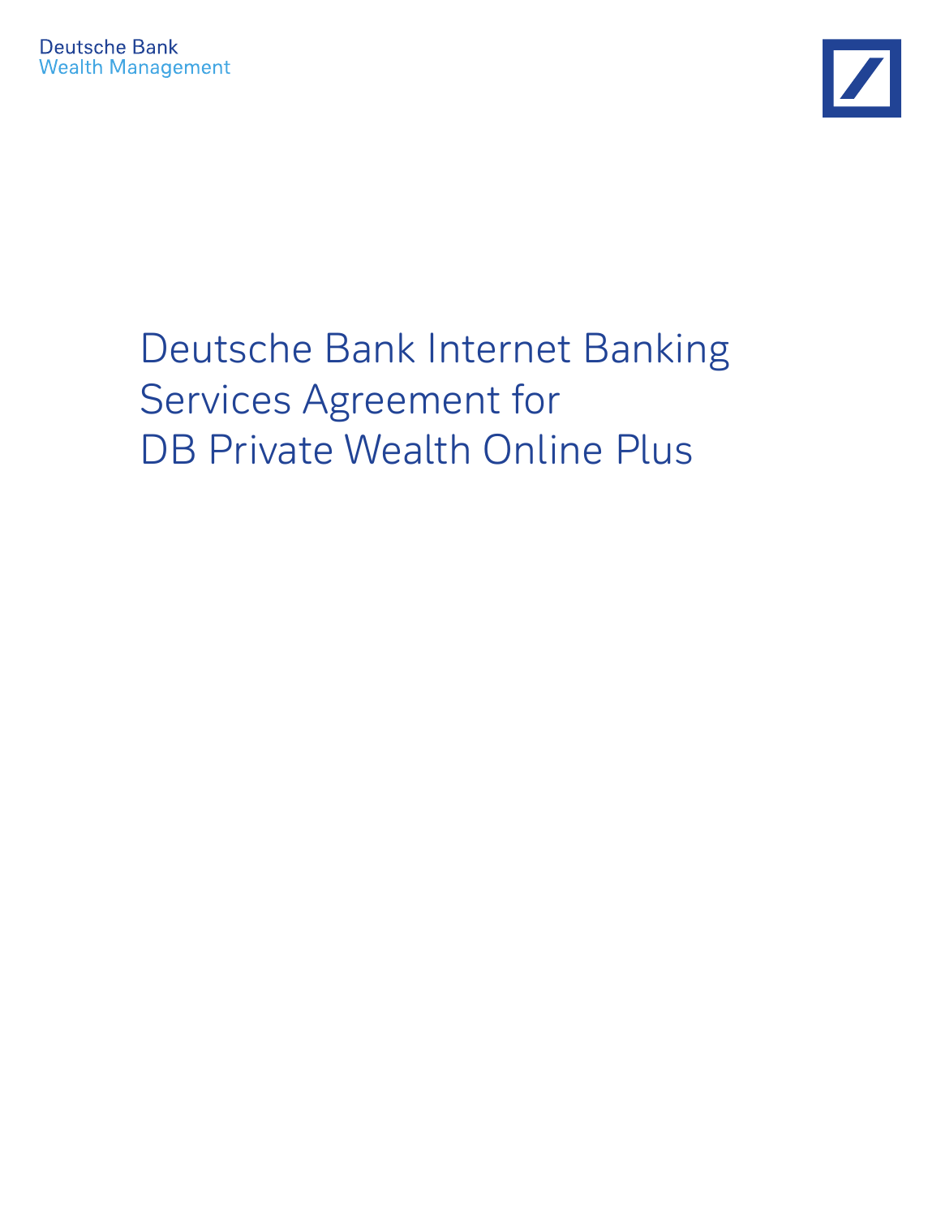Deutsche Bank
Wealth Management

# Deutsche Bank Internet Banking Services Agreement for DB Private Wealth Online Plus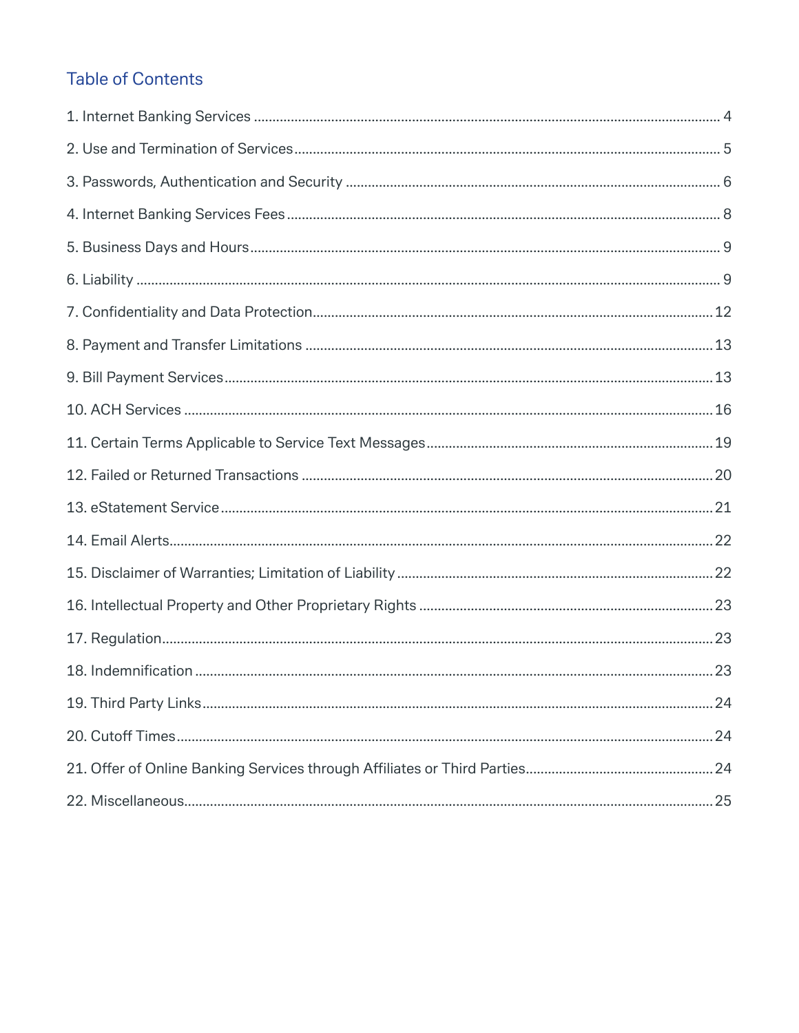## Table of Contents

1. Internet Banking Services ..... 4
2. Use and Termination of Services ..... 5
3. Passwords, Authentication and Security ..... 6
4. Internet Banking Services Fees ..... 8
5. Business Days and Hours ..... 9
6. Liability ..... 9
7. Confidentiality and Data Protection ..... 12
8. Payment and Transfer Limitations ..... 13
9. Bill Payment Services ..... 13
10. ACH Services ..... 16
11. Certain Terms Applicable to Service Text Messages ..... 19
12. Failed or Returned Transactions ..... 20
13. eStatement Service ..... 21
14. Email Alerts ..... 22
15. Disclaimer of Warranties; Limitation of Liability ..... 22
16. Intellectual Property and Other Proprietary Rights ..... 23
17. Regulation ..... 23
18. Indemnification ..... 23
19. Third Party Links ..... 24
20. Cutoff Times ..... 24
21. Offer of Online Banking Services through Affiliates or Third Parties ..... 24
22. Miscellaneous ..... 25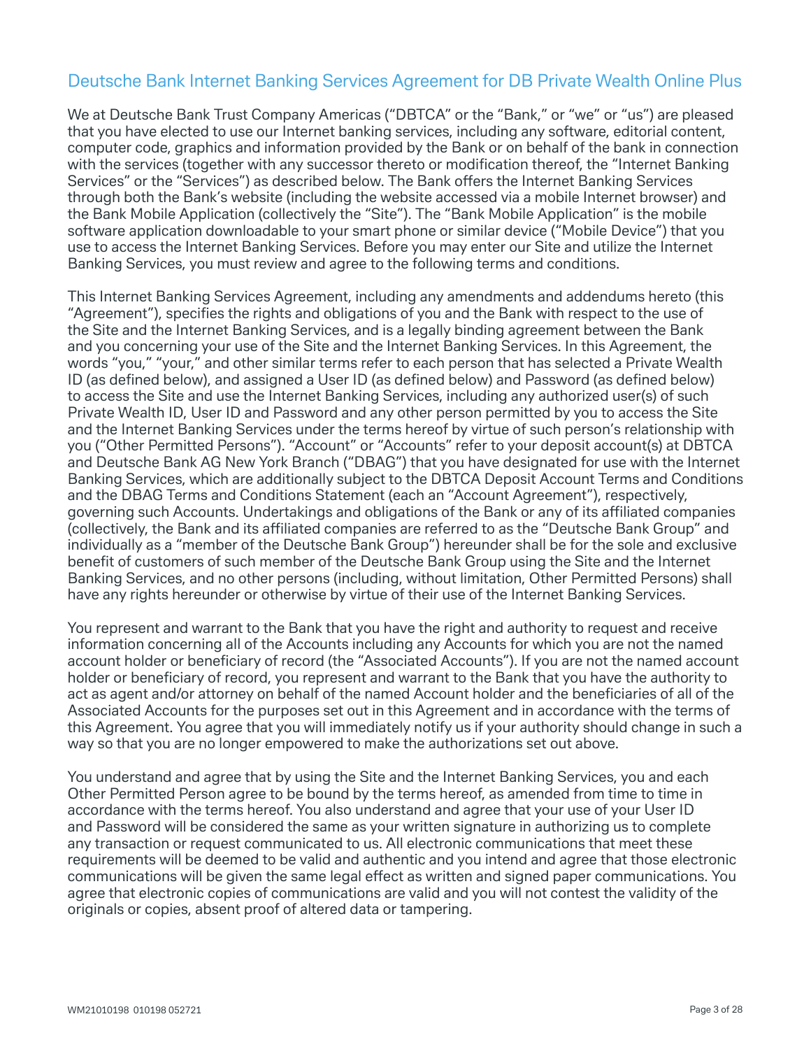## Deutsche Bank Internet Banking Services Agreement for DB Private Wealth Online Plus

We at Deutsche Bank Trust Company Americas ("DBTCA" or the "Bank," or "we" or "us") are pleased that you have elected to use our Internet banking services, including any software, editorial content, computer code, graphics and information provided by the Bank or on behalf of the bank in connection with the services (together with any successor thereto or modification thereof, the "Internet Banking Services" or the "Services") as described below. The Bank offers the Internet Banking Services through both the Bank's website (including the website accessed via a mobile Internet browser) and the Bank Mobile Application (collectively the "Site"). The "Bank Mobile Application" is the mobile software application downloadable to your smart phone or similar device ("Mobile Device") that you use to access the Internet Banking Services. Before you may enter our Site and utilize the Internet Banking Services, you must review and agree to the following terms and conditions.

This Internet Banking Services Agreement, including any amendments and addendums hereto (this "Agreement"), specifies the rights and obligations of you and the Bank with respect to the use of the Site and the Internet Banking Services, and is a legally binding agreement between the Bank and you concerning your use of the Site and the Internet Banking Services. In this Agreement, the words "you," "your," and other similar terms refer to each person that has selected a Private Wealth ID (as defined below), and assigned a User ID (as defined below) and Password (as defined below) to access the Site and use the Internet Banking Services, including any authorized user(s) of such Private Wealth ID, User ID and Password and any other person permitted by you to access the Site and the Internet Banking Services under the terms hereof by virtue of such person's relationship with you ("Other Permitted Persons"). "Account" or "Accounts" refer to your deposit account(s) at DBTCA and Deutsche Bank AG New York Branch ("DBAG") that you have designated for use with the Internet Banking Services, which are additionally subject to the DBTCA Deposit Account Terms and Conditions and the DBAG Terms and Conditions Statement (each an "Account Agreement"), respectively, governing such Accounts. Undertakings and obligations of the Bank or any of its affiliated companies (collectively, the Bank and its affiliated companies are referred to as the "Deutsche Bank Group" and individually as a "member of the Deutsche Bank Group") hereunder shall be for the sole and exclusive benefit of customers of such member of the Deutsche Bank Group using the Site and the Internet Banking Services, and no other persons (including, without limitation, Other Permitted Persons) shall have any rights hereunder or otherwise by virtue of their use of the Internet Banking Services.

You represent and warrant to the Bank that you have the right and authority to request and receive information concerning all of the Accounts including any Accounts for which you are not the named account holder or beneficiary of record (the "Associated Accounts"). If you are not the named account holder or beneficiary of record, you represent and warrant to the Bank that you have the authority to act as agent and/or attorney on behalf of the named Account holder and the beneficiaries of all of the Associated Accounts for the purposes set out in this Agreement and in accordance with the terms of this Agreement. You agree that you will immediately notify us if your authority should change in such a way so that you are no longer empowered to make the authorizations set out above.

You understand and agree that by using the Site and the Internet Banking Services, you and each Other Permitted Person agree to be bound by the terms hereof, as amended from time to time in accordance with the terms hereof. You also understand and agree that your use of your User ID and Password will be considered the same as your written signature in authorizing us to complete any transaction or request communicated to us. All electronic communications that meet these requirements will be deemed to be valid and authentic and you intend and agree that those electronic communications will be given the same legal effect as written and signed paper communications. You agree that electronic copies of communications are valid and you will not contest the validity of the originals or copies, absent proof of altered data or tampering.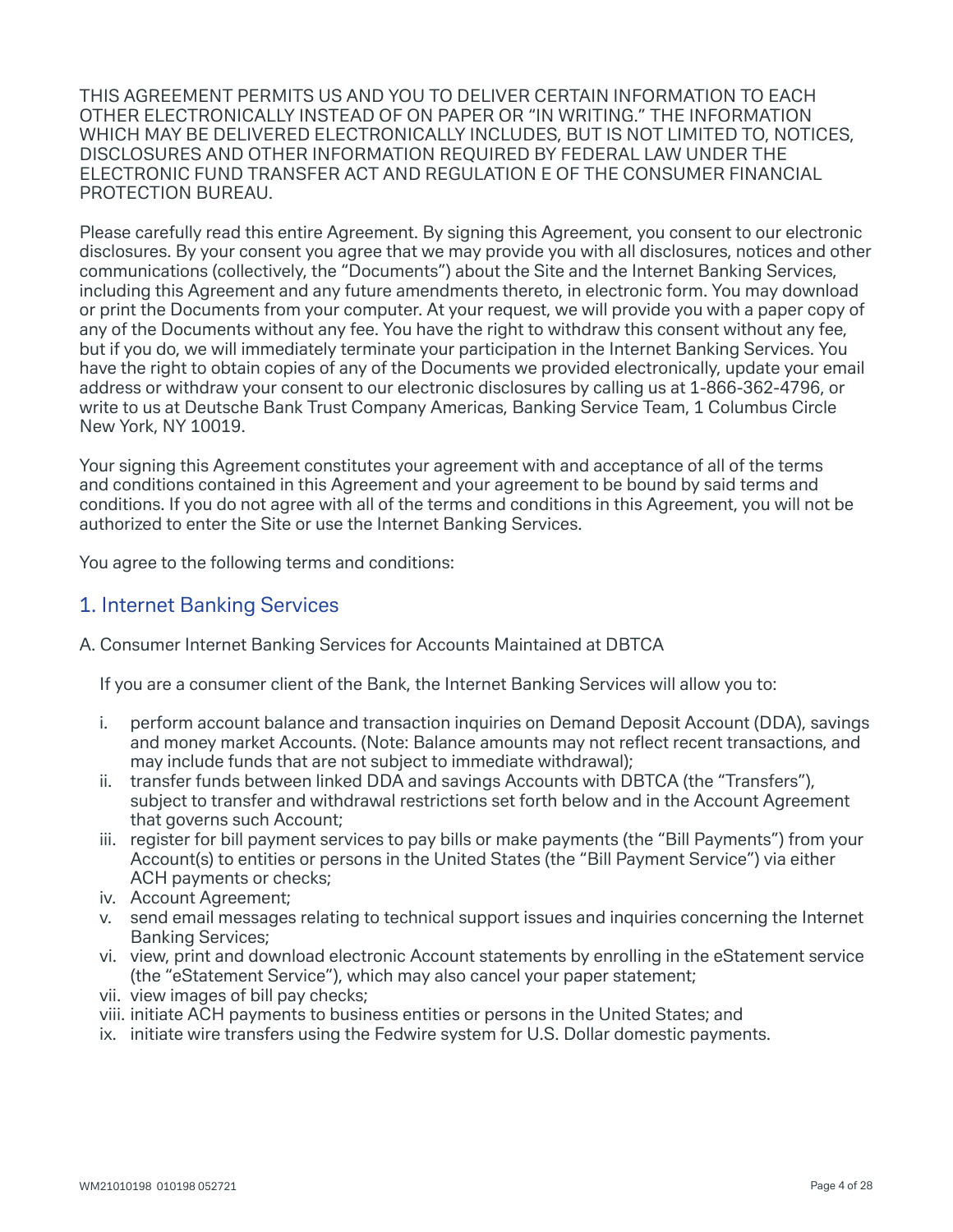THIS AGREEMENT PERMITS US AND YOU TO DELIVER CERTAIN INFORMATION TO EACH OTHER ELECTRONICALLY INSTEAD OF ON PAPER OR "IN WRITING." THE INFORMATION WHICH MAY BE DELIVERED ELECTRONICALLY INCLUDES, BUT IS NOT LIMITED TO, NOTICES, DISCLOSURES AND OTHER INFORMATION REQUIRED BY FEDERAL LAW UNDER THE ELECTRONIC FUND TRANSFER ACT AND REGULATION E OF THE CONSUMER FINANCIAL PROTECTION BUREAU.

Please carefully read this entire Agreement. By signing this Agreement, you consent to our electronic disclosures. By your consent you agree that we may provide you with all disclosures, notices and other communications (collectively, the "Documents") about the Site and the Internet Banking Services, including this Agreement and any future amendments thereto, in electronic form. You may download or print the Documents from your computer. At your request, we will provide you with a paper copy of any of the Documents without any fee. You have the right to withdraw this consent without any fee, but if you do, we will immediately terminate your participation in the Internet Banking Services. You have the right to obtain copies of any of the Documents we provided electronically, update your email address or withdraw your consent to our electronic disclosures by calling us at 1-866-362-4796, or write to us at Deutsche Bank Trust Company Americas, Banking Service Team, 1 Columbus Circle New York, NY 10019.

Your signing this Agreement constitutes your agreement with and acceptance of all of the terms and conditions contained in this Agreement and your agreement to be bound by said terms and conditions. If you do not agree with all of the terms and conditions in this Agreement, you will not be authorized to enter the Site or use the Internet Banking Services.

You agree to the following terms and conditions:

## 1. Internet Banking Services

A. Consumer Internet Banking Services for Accounts Maintained at DBTCA

If you are a consumer client of the Bank, the Internet Banking Services will allow you to:

i. perform account balance and transaction inquiries on Demand Deposit Account (DDA), savings and money market Accounts. (Note: Balance amounts may not reflect recent transactions, and may include funds that are not subject to immediate withdrawal);
ii. transfer funds between linked DDA and savings Accounts with DBTCA (the "Transfers"), subject to transfer and withdrawal restrictions set forth below and in the Account Agreement that governs such Account;
iii. register for bill payment services to pay bills or make payments (the "Bill Payments") from your Account(s) to entities or persons in the United States (the "Bill Payment Service") via either ACH payments or checks;
iv. Account Agreement;
v. send email messages relating to technical support issues and inquiries concerning the Internet Banking Services;
vi. view, print and download electronic Account statements by enrolling in the eStatement service (the "eStatement Service"), which may also cancel your paper statement;
vii. view images of bill pay checks;
viii. initiate ACH payments to business entities or persons in the United States; and
ix. initiate wire transfers using the Fedwire system for U.S. Dollar domestic payments.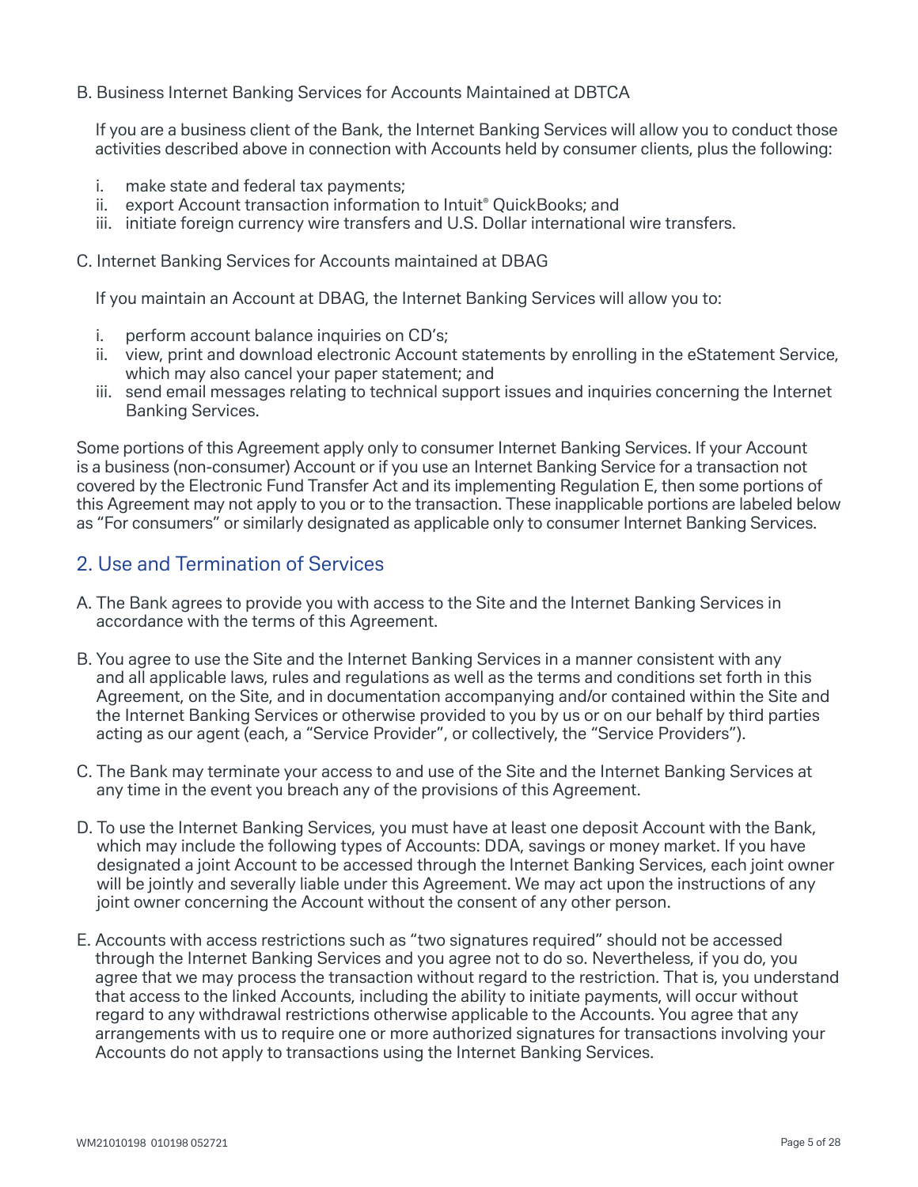B. Business Internet Banking Services for Accounts Maintained at DBTCA

If you are a business client of the Bank, the Internet Banking Services will allow you to conduct those activities described above in connection with Accounts held by consumer clients, plus the following:

i. make state and federal tax payments;
ii. export Account transaction information to Intuit® QuickBooks; and
iii. initiate foreign currency wire transfers and U.S. Dollar international wire transfers.

C. Internet Banking Services for Accounts maintained at DBAG

If you maintain an Account at DBAG, the Internet Banking Services will allow you to:

i. perform account balance inquiries on CD's;
ii. view, print and download electronic Account statements by enrolling in the eStatement Service, which may also cancel your paper statement; and
iii. send email messages relating to technical support issues and inquiries concerning the Internet Banking Services.

Some portions of this Agreement apply only to consumer Internet Banking Services. If your Account is a business (non-consumer) Account or if you use an Internet Banking Service for a transaction not covered by the Electronic Fund Transfer Act and its implementing Regulation E, then some portions of this Agreement may not apply to you or to the transaction. These inapplicable portions are labeled below as "For consumers" or similarly designated as applicable only to consumer Internet Banking Services.

## 2. Use and Termination of Services

A. The Bank agrees to provide you with access to the Site and the Internet Banking Services in accordance with the terms of this Agreement.

B. You agree to use the Site and the Internet Banking Services in a manner consistent with any and all applicable laws, rules and regulations as well as the terms and conditions set forth in this Agreement, on the Site, and in documentation accompanying and/or contained within the Site and the Internet Banking Services or otherwise provided to you by us or on our behalf by third parties acting as our agent (each, a "Service Provider", or collectively, the "Service Providers").

C. The Bank may terminate your access to and use of the Site and the Internet Banking Services at any time in the event you breach any of the provisions of this Agreement.

D. To use the Internet Banking Services, you must have at least one deposit Account with the Bank, which may include the following types of Accounts: DDA, savings or money market. If you have designated a joint Account to be accessed through the Internet Banking Services, each joint owner will be jointly and severally liable under this Agreement. We may act upon the instructions of any joint owner concerning the Account without the consent of any other person.

E. Accounts with access restrictions such as "two signatures required" should not be accessed through the Internet Banking Services and you agree not to do so. Nevertheless, if you do, you agree that we may process the transaction without regard to the restriction. That is, you understand that access to the linked Accounts, including the ability to initiate payments, will occur without regard to any withdrawal restrictions otherwise applicable to the Accounts. You agree that any arrangements with us to require one or more authorized signatures for transactions involving your Accounts do not apply to transactions using the Internet Banking Services.

WM21010198 010198 052721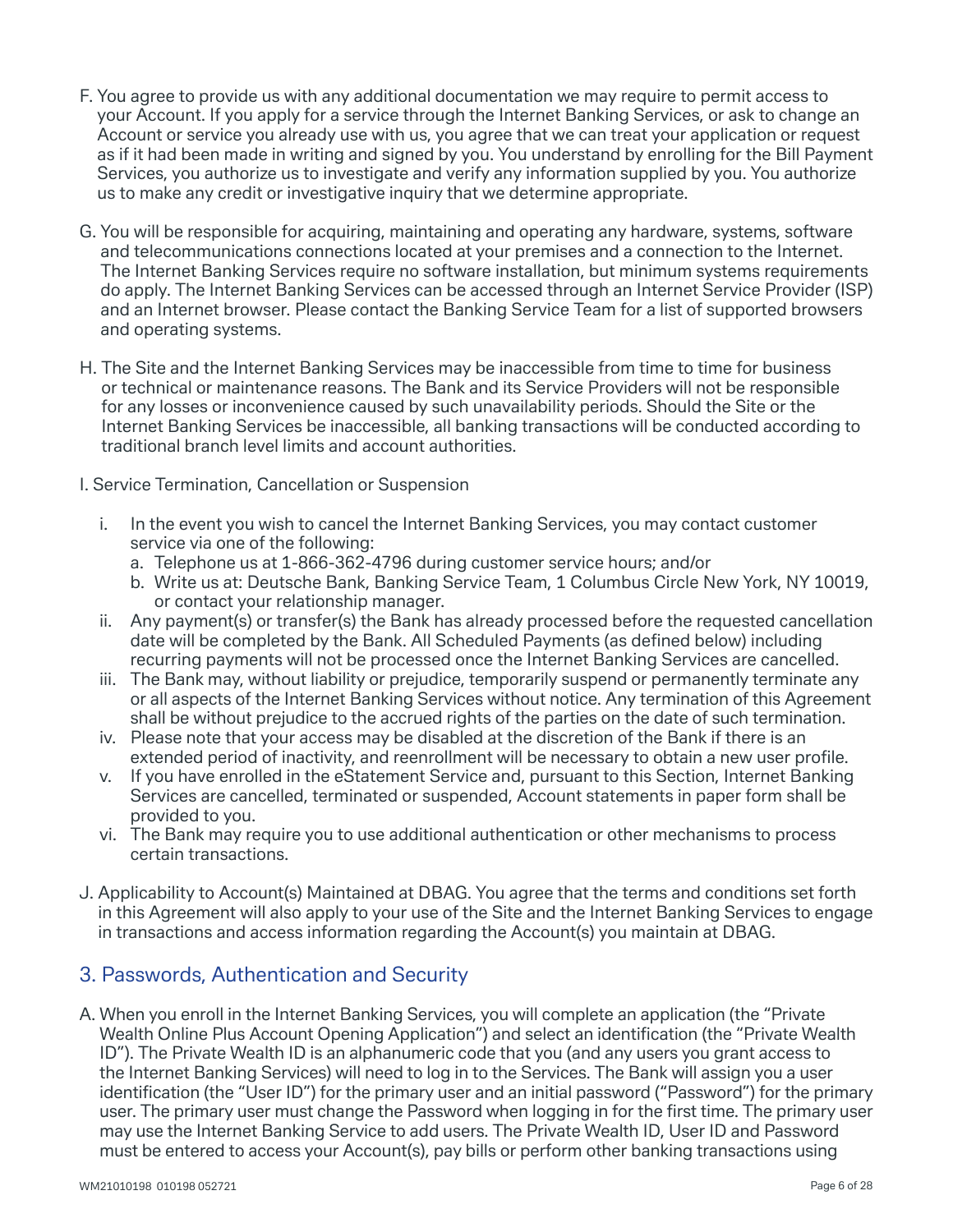F. You agree to provide us with any additional documentation we may require to permit access to your Account. If you apply for a service through the Internet Banking Services, or ask to change an Account or service you already use with us, you agree that we can treat your application or request as if it had been made in writing and signed by you. You understand by enrolling for the Bill Payment Services, you authorize us to investigate and verify any information supplied by you. You authorize us to make any credit or investigative inquiry that we determine appropriate.

G. You will be responsible for acquiring, maintaining and operating any hardware, systems, software and telecommunications connections located at your premises and a connection to the Internet. The Internet Banking Services require no software installation, but minimum systems requirements do apply. The Internet Banking Services can be accessed through an Internet Service Provider (ISP) and an Internet browser. Please contact the Banking Service Team for a list of supported browsers and operating systems.

H. The Site and the Internet Banking Services may be inaccessible from time to time for business or technical or maintenance reasons. The Bank and its Service Providers will not be responsible for any losses or inconvenience caused by such unavailability periods. Should the Site or the Internet Banking Services be inaccessible, all banking transactions will be conducted according to traditional branch level limits and account authorities.

I. Service Termination, Cancellation or Suspension

  i. In the event you wish to cancel the Internet Banking Services, you may contact customer service via one of the following:
     a. Telephone us at 1-866-362-4796 during customer service hours; and/or
     b. Write us at: Deutsche Bank, Banking Service Team, 1 Columbus Circle New York, NY 10019, or contact your relationship manager.
  ii. Any payment(s) or transfer(s) the Bank has already processed before the requested cancellation date will be completed by the Bank. All Scheduled Payments (as defined below) including recurring payments will not be processed once the Internet Banking Services are cancelled.
  iii. The Bank may, without liability or prejudice, temporarily suspend or permanently terminate any or all aspects of the Internet Banking Services without notice. Any termination of this Agreement shall be without prejudice to the accrued rights of the parties on the date of such termination.
  iv. Please note that your access may be disabled at the discretion of the Bank if there is an extended period of inactivity, and reenrollment will be necessary to obtain a new user profile.
  v. If you have enrolled in the eStatement Service and, pursuant to this Section, Internet Banking Services are cancelled, terminated or suspended, Account statements in paper form shall be provided to you.
  vi. The Bank may require you to use additional authentication or other mechanisms to process certain transactions.

J. Applicability to Account(s) Maintained at DBAG. You agree that the terms and conditions set forth in this Agreement will also apply to your use of the Site and the Internet Banking Services to engage in transactions and access information regarding the Account(s) you maintain at DBAG.

## 3. Passwords, Authentication and Security

A. When you enroll in the Internet Banking Services, you will complete an application (the "Private Wealth Online Plus Account Opening Application") and select an identification (the "Private Wealth ID"). The Private Wealth ID is an alphanumeric code that you (and any users you grant access to the Internet Banking Services) will need to log in to the Services. The Bank will assign you a user identification (the "User ID") for the primary user and an initial password ("Password") for the primary user. The primary user must change the Password when logging in for the first time. The primary user may use the Internet Banking Service to add users. The Private Wealth ID, User ID and Password must be entered to access your Account(s), pay bills or perform other banking transactions using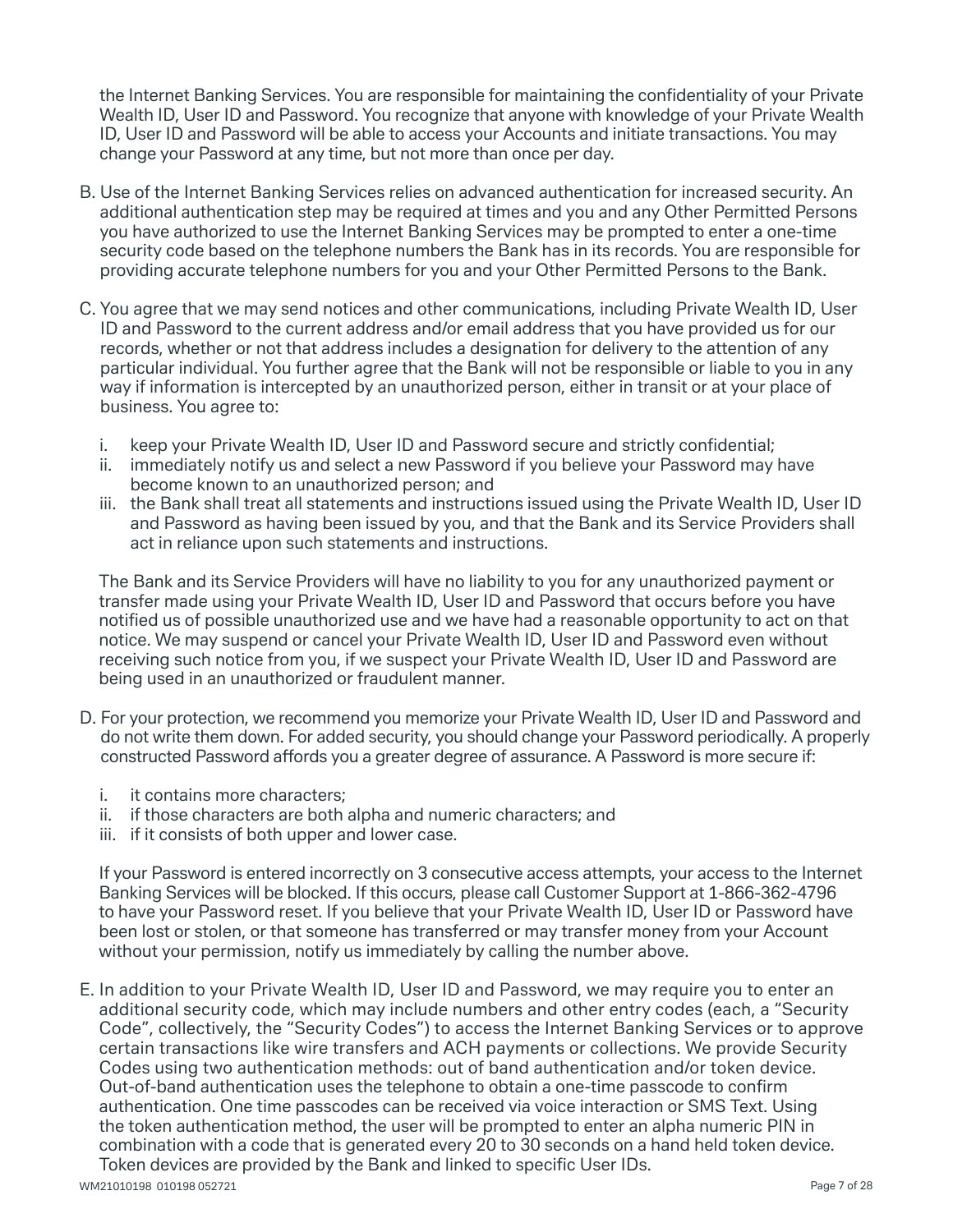the Internet Banking Services. You are responsible for maintaining the confidentiality of your Private Wealth ID, User ID and Password. You recognize that anyone with knowledge of your Private Wealth ID, User ID and Password will be able to access your Accounts and initiate transactions. You may change your Password at any time, but not more than once per day.

B. Use of the Internet Banking Services relies on advanced authentication for increased security. An additional authentication step may be required at times and you and any Other Permitted Persons you have authorized to use the Internet Banking Services may be prompted to enter a one-time security code based on the telephone numbers the Bank has in its records. You are responsible for providing accurate telephone numbers for you and your Other Permitted Persons to the Bank.

C. You agree that we may send notices and other communications, including Private Wealth ID, User ID and Password to the current address and/or email address that you have provided us for our records, whether or not that address includes a designation for delivery to the attention of any particular individual. You further agree that the Bank will not be responsible or liable to you in any way if information is intercepted by an unauthorized person, either in transit or at your place of business. You agree to:

   i. keep your Private Wealth ID, User ID and Password secure and strictly confidential;
   ii. immediately notify us and select a new Password if you believe your Password may have become known to an unauthorized person; and
   iii. the Bank shall treat all statements and instructions issued using the Private Wealth ID, User ID and Password as having been issued by you, and that the Bank and its Service Providers shall act in reliance upon such statements and instructions.

   The Bank and its Service Providers will have no liability to you for any unauthorized payment or transfer made using your Private Wealth ID, User ID and Password that occurs before you have notified us of possible unauthorized use and we have had a reasonable opportunity to act on that notice. We may suspend or cancel your Private Wealth ID, User ID and Password even without receiving such notice from you, if we suspect your Private Wealth ID, User ID and Password are being used in an unauthorized or fraudulent manner.

D. For your protection, we recommend you memorize your Private Wealth ID, User ID and Password and do not write them down. For added security, you should change your Password periodically. A properly constructed Password affords you a greater degree of assurance. A Password is more secure if:

   i. it contains more characters;
   ii. if those characters are both alpha and numeric characters; and
   iii. if it consists of both upper and lower case.

   If your Password is entered incorrectly on 3 consecutive access attempts, your access to the Internet Banking Services will be blocked. If this occurs, please call Customer Support at 1-866-362-4796 to have your Password reset. If you believe that your Private Wealth ID, User ID or Password have been lost or stolen, or that someone has transferred or may transfer money from your Account without your permission, notify us immediately by calling the number above.

E. In addition to your Private Wealth ID, User ID and Password, we may require you to enter an additional security code, which may include numbers and other entry codes (each, a "Security Code", collectively, the "Security Codes") to access the Internet Banking Services or to approve certain transactions like wire transfers and ACH payments or collections. We provide Security Codes using two authentication methods: out of band authentication and/or token device. Out-of-band authentication uses the telephone to obtain a one-time passcode to confirm authentication. One time passcodes can be received via voice interaction or SMS Text. Using the token authentication method, the user will be prompted to enter an alpha numeric PIN in combination with a code that is generated every 20 to 30 seconds on a hand held token device. Token devices are provided by the Bank and linked to specific User IDs.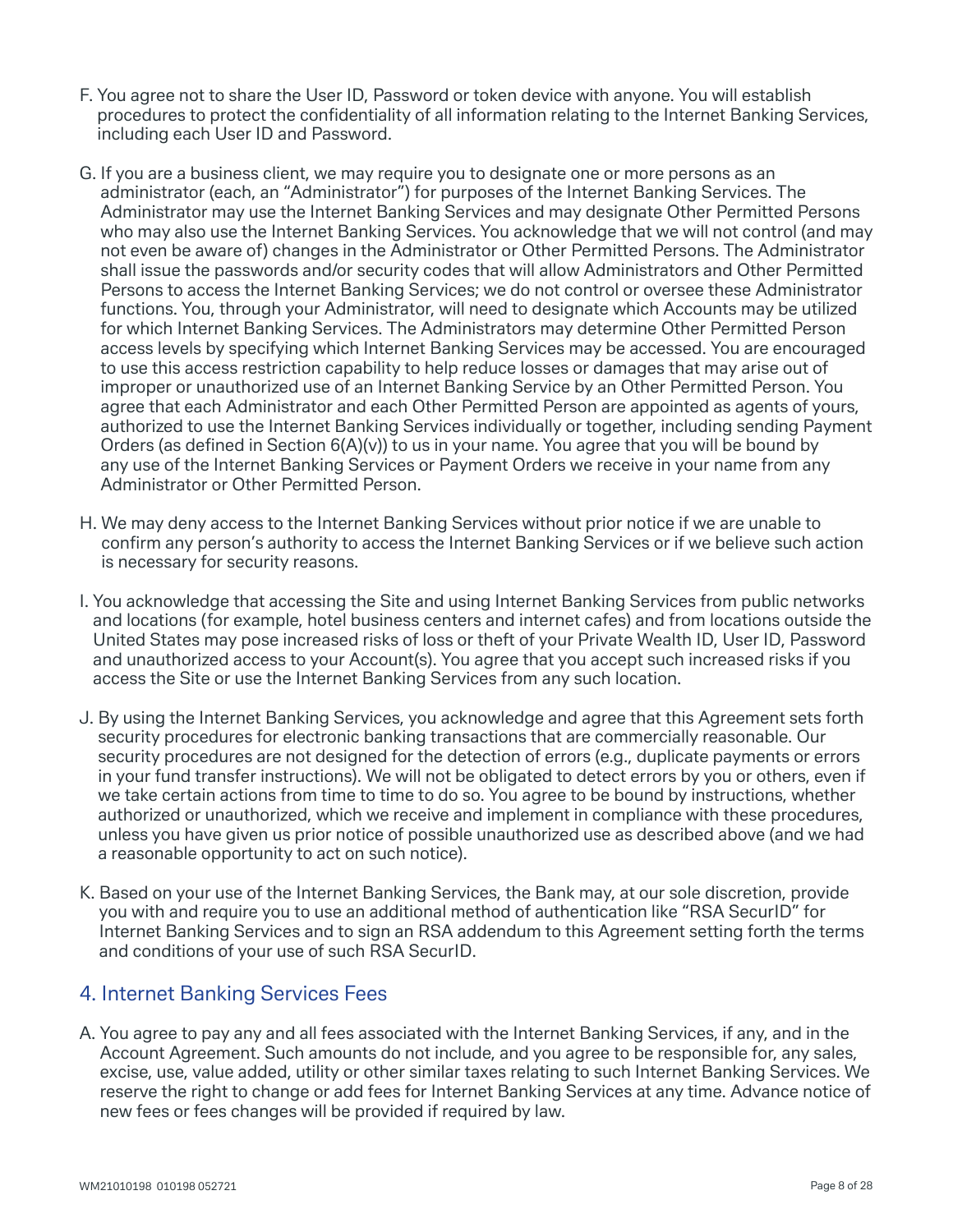F. You agree not to share the User ID, Password or token device with anyone. You will establish procedures to protect the confidentiality of all information relating to the Internet Banking Services, including each User ID and Password.

G. If you are a business client, we may require you to designate one or more persons as an administrator (each, an "Administrator") for purposes of the Internet Banking Services. The Administrator may use the Internet Banking Services and may designate Other Permitted Persons who may also use the Internet Banking Services. You acknowledge that we will not control (and may not even be aware of) changes in the Administrator or Other Permitted Persons. The Administrator shall issue the passwords and/or security codes that will allow Administrators and Other Permitted Persons to access the Internet Banking Services; we do not control or oversee these Administrator functions. You, through your Administrator, will need to designate which Accounts may be utilized for which Internet Banking Services. The Administrators may determine Other Permitted Person access levels by specifying which Internet Banking Services may be accessed. You are encouraged to use this access restriction capability to help reduce losses or damages that may arise out of improper or unauthorized use of an Internet Banking Service by an Other Permitted Person. You agree that each Administrator and each Other Permitted Person are appointed as agents of yours, authorized to use the Internet Banking Services individually or together, including sending Payment Orders (as defined in Section 6(A)(v)) to us in your name. You agree that you will be bound by any use of the Internet Banking Services or Payment Orders we receive in your name from any Administrator or Other Permitted Person.

H. We may deny access to the Internet Banking Services without prior notice if we are unable to confirm any person's authority to access the Internet Banking Services or if we believe such action is necessary for security reasons.

I. You acknowledge that accessing the Site and using Internet Banking Services from public networks and locations (for example, hotel business centers and internet cafes) and from locations outside the United States may pose increased risks of loss or theft of your Private Wealth ID, User ID, Password and unauthorized access to your Account(s). You agree that you accept such increased risks if you access the Site or use the Internet Banking Services from any such location.

J. By using the Internet Banking Services, you acknowledge and agree that this Agreement sets forth security procedures for electronic banking transactions that are commercially reasonable. Our security procedures are not designed for the detection of errors (e.g., duplicate payments or errors in your fund transfer instructions). We will not be obligated to detect errors by you or others, even if we take certain actions from time to time to do so. You agree to be bound by instructions, whether authorized or unauthorized, which we receive and implement in compliance with these procedures, unless you have given us prior notice of possible unauthorized use as described above (and we had a reasonable opportunity to act on such notice).

K. Based on your use of the Internet Banking Services, the Bank may, at our sole discretion, provide you with and require you to use an additional method of authentication like "RSA SecurID" for Internet Banking Services and to sign an RSA addendum to this Agreement setting forth the terms and conditions of your use of such RSA SecurID.

## 4. Internet Banking Services Fees

A. You agree to pay any and all fees associated with the Internet Banking Services, if any, and in the Account Agreement. Such amounts do not include, and you agree to be responsible for, any sales, excise, use, value added, utility or other similar taxes relating to such Internet Banking Services. We reserve the right to change or add fees for Internet Banking Services at any time. Advance notice of new fees or fees changes will be provided if required by law.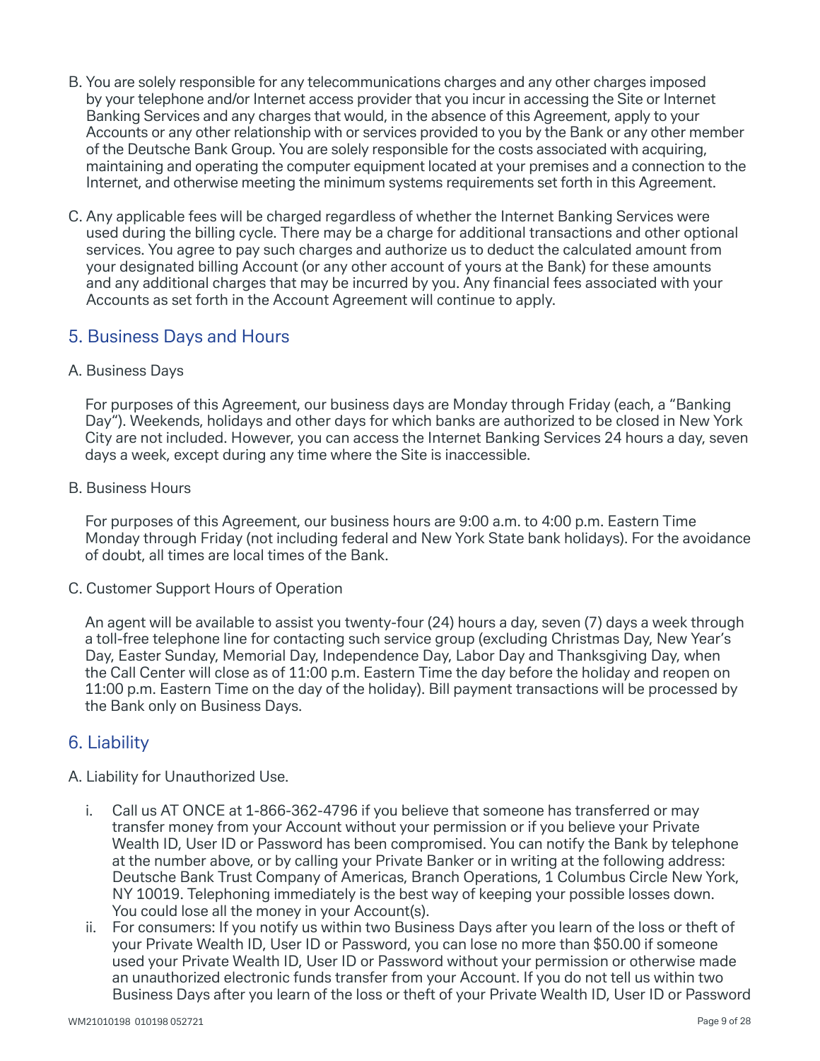B. You are solely responsible for any telecommunications charges and any other charges imposed by your telephone and/or Internet access provider that you incur in accessing the Site or Internet Banking Services and any charges that would, in the absence of this Agreement, apply to your Accounts or any other relationship with or services provided to you by the Bank or any other member of the Deutsche Bank Group. You are solely responsible for the costs associated with acquiring, maintaining and operating the computer equipment located at your premises and a connection to the Internet, and otherwise meeting the minimum systems requirements set forth in this Agreement.

C. Any applicable fees will be charged regardless of whether the Internet Banking Services were used during the billing cycle. There may be a charge for additional transactions and other optional services. You agree to pay such charges and authorize us to deduct the calculated amount from your designated billing Account (or any other account of yours at the Bank) for these amounts and any additional charges that may be incurred by you. Any financial fees associated with your Accounts as set forth in the Account Agreement will continue to apply.

## 5. Business Days and Hours

A. Business Days

For purposes of this Agreement, our business days are Monday through Friday (each, a "Banking Day"). Weekends, holidays and other days for which banks are authorized to be closed in New York City are not included. However, you can access the Internet Banking Services 24 hours a day, seven days a week, except during any time where the Site is inaccessible.

B. Business Hours

For purposes of this Agreement, our business hours are 9:00 a.m. to 4:00 p.m. Eastern Time Monday through Friday (not including federal and New York State bank holidays). For the avoidance of doubt, all times are local times of the Bank.

C. Customer Support Hours of Operation

An agent will be available to assist you twenty-four (24) hours a day, seven (7) days a week through a toll-free telephone line for contacting such service group (excluding Christmas Day, New Year's Day, Easter Sunday, Memorial Day, Independence Day, Labor Day and Thanksgiving Day, when the Call Center will close as of 11:00 p.m. Eastern Time the day before the holiday and reopen on 11:00 p.m. Eastern Time on the day of the holiday). Bill payment transactions will be processed by the Bank only on Business Days.

## 6. Liability

A. Liability for Unauthorized Use.

i. Call us AT ONCE at 1-866-362-4796 if you believe that someone has transferred or may transfer money from your Account without your permission or if you believe your Private Wealth ID, User ID or Password has been compromised. You can notify the Bank by telephone at the number above, or by calling your Private Banker or in writing at the following address: Deutsche Bank Trust Company of Americas, Branch Operations, 1 Columbus Circle New York, NY 10019. Telephoning immediately is the best way of keeping your possible losses down. You could lose all the money in your Account(s).

ii. For consumers: If you notify us within two Business Days after you learn of the loss or theft of your Private Wealth ID, User ID or Password, you can lose no more than $50.00 if someone used your Private Wealth ID, User ID or Password without your permission or otherwise made an unauthorized electronic funds transfer from your Account. If you do not tell us within two Business Days after you learn of the loss or theft of your Private Wealth ID, User ID or Password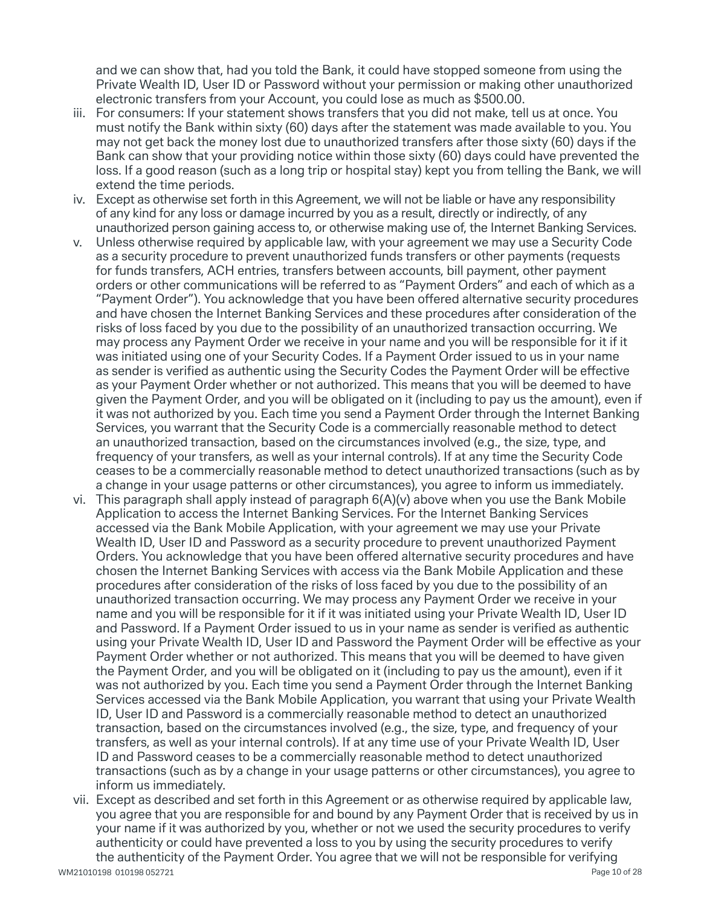and we can show that, had you told the Bank, it could have stopped someone from using the Private Wealth ID, User ID or Password without your permission or making other unauthorized electronic transfers from your Account, you could lose as much as $500.00.

iii. For consumers: If your statement shows transfers that you did not make, tell us at once. You must notify the Bank within sixty (60) days after the statement was made available to you. You may not get back the money lost due to unauthorized transfers after those sixty (60) days if the Bank can show that your providing notice within those sixty (60) days could have prevented the loss. If a good reason (such as a long trip or hospital stay) kept you from telling the Bank, we will extend the time periods.

iv. Except as otherwise set forth in this Agreement, we will not be liable or have any responsibility of any kind for any loss or damage incurred by you as a result, directly or indirectly, of any unauthorized person gaining access to, or otherwise making use of, the Internet Banking Services.

v. Unless otherwise required by applicable law, with your agreement we may use a Security Code as a security procedure to prevent unauthorized funds transfers or other payments (requests for funds transfers, ACH entries, transfers between accounts, bill payment, other payment orders or other communications will be referred to as "Payment Orders" and each of which as a "Payment Order"). You acknowledge that you have been offered alternative security procedures and have chosen the Internet Banking Services and these procedures after consideration of the risks of loss faced by you due to the possibility of an unauthorized transaction occurring. We may process any Payment Order we receive in your name and you will be responsible for it if it was initiated using one of your Security Codes. If a Payment Order issued to us in your name as sender is verified as authentic using the Security Codes the Payment Order will be effective as your Payment Order whether or not authorized. This means that you will be deemed to have given the Payment Order, and you will be obligated on it (including to pay us the amount), even if it was not authorized by you. Each time you send a Payment Order through the Internet Banking Services, you warrant that the Security Code is a commercially reasonable method to detect an unauthorized transaction, based on the circumstances involved (e.g., the size, type, and frequency of your transfers, as well as your internal controls). If at any time the Security Code ceases to be a commercially reasonable method to detect unauthorized transactions (such as by a change in your usage patterns or other circumstances), you agree to inform us immediately.

vi. This paragraph shall apply instead of paragraph 6(A)(v) above when you use the Bank Mobile Application to access the Internet Banking Services. For the Internet Banking Services accessed via the Bank Mobile Application, with your agreement we may use your Private Wealth ID, User ID and Password as a security procedure to prevent unauthorized Payment Orders. You acknowledge that you have been offered alternative security procedures and have chosen the Internet Banking Services with access via the Bank Mobile Application and these procedures after consideration of the risks of loss faced by you due to the possibility of an unauthorized transaction occurring. We may process any Payment Order we receive in your name and you will be responsible for it if it was initiated using your Private Wealth ID, User ID and Password. If a Payment Order issued to us in your name as sender is verified as authentic using your Private Wealth ID, User ID and Password the Payment Order will be effective as your Payment Order whether or not authorized. This means that you will be deemed to have given the Payment Order, and you will be obligated on it (including to pay us the amount), even if it was not authorized by you. Each time you send a Payment Order through the Internet Banking Services accessed via the Bank Mobile Application, you warrant that using your Private Wealth ID, User ID and Password is a commercially reasonable method to detect an unauthorized transaction, based on the circumstances involved (e.g., the size, type, and frequency of your transfers, as well as your internal controls). If at any time use of your Private Wealth ID, User ID and Password ceases to be a commercially reasonable method to detect unauthorized transactions (such as by a change in your usage patterns or other circumstances), you agree to inform us immediately.

vii. Except as described and set forth in this Agreement or as otherwise required by applicable law, you agree that you are responsible for and bound by any Payment Order that is received by us in your name if it was authorized by you, whether or not we used the security procedures to verify authenticity or could have prevented a loss to you by using the security procedures to verify the authenticity of the Payment Order. You agree that we will not be responsible for verifying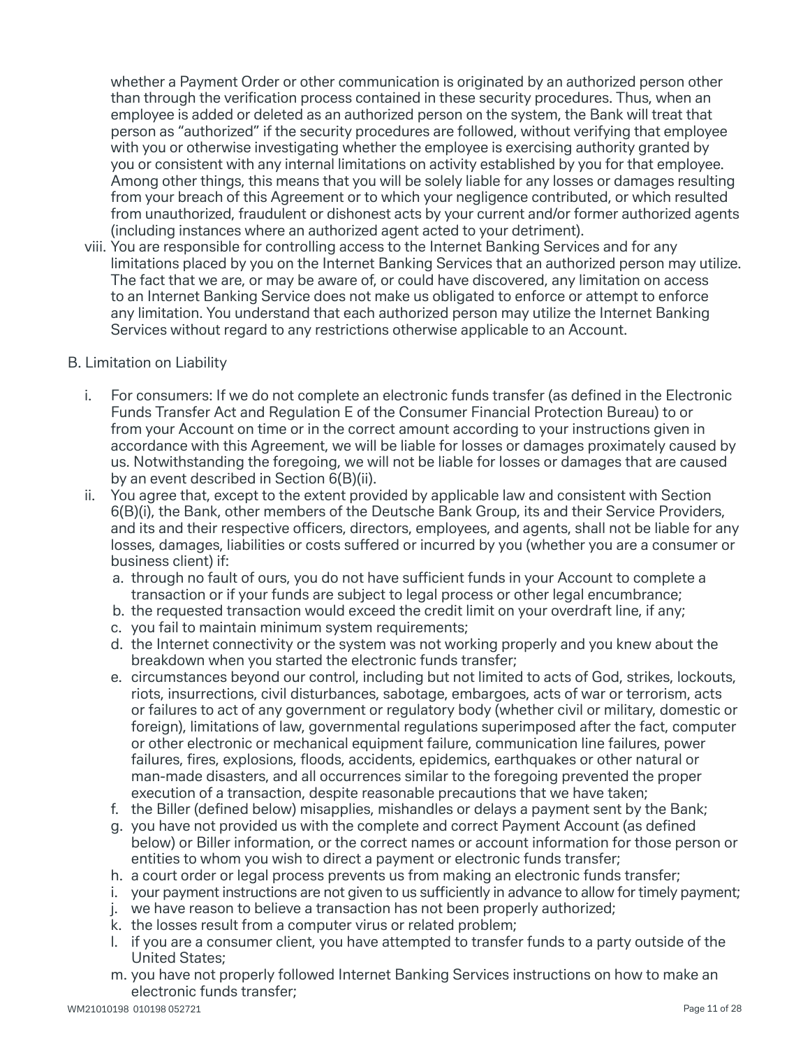whether a Payment Order or other communication is originated by an authorized person other than through the verification process contained in these security procedures. Thus, when an employee is added or deleted as an authorized person on the system, the Bank will treat that person as "authorized" if the security procedures are followed, without verifying that employee with you or otherwise investigating whether the employee is exercising authority granted by you or consistent with any internal limitations on activity established by you for that employee. Among other things, this means that you will be solely liable for any losses or damages resulting from your breach of this Agreement or to which your negligence contributed, or which resulted from unauthorized, fraudulent or dishonest acts by your current and/or former authorized agents (including instances where an authorized agent acted to your detriment).

viii. You are responsible for controlling access to the Internet Banking Services and for any limitations placed by you on the Internet Banking Services that an authorized person may utilize. The fact that we are, or may be aware of, or could have discovered, any limitation on access to an Internet Banking Service does not make us obligated to enforce or attempt to enforce any limitation. You understand that each authorized person may utilize the Internet Banking Services without regard to any restrictions otherwise applicable to an Account.

B. Limitation on Liability

i. For consumers: If we do not complete an electronic funds transfer (as defined in the Electronic Funds Transfer Act and Regulation E of the Consumer Financial Protection Bureau) to or from your Account on time or in the correct amount according to your instructions given in accordance with this Agreement, we will be liable for losses or damages proximately caused by us. Notwithstanding the foregoing, we will not be liable for losses or damages that are caused by an event described in Section 6(B)(ii).

ii. You agree that, except to the extent provided by applicable law and consistent with Section 6(B)(i), the Bank, other members of the Deutsche Bank Group, its and their Service Providers, and its and their respective officers, directors, employees, and agents, shall not be liable for any losses, damages, liabilities or costs suffered or incurred by you (whether you are a consumer or business client) if:

  a. through no fault of ours, you do not have sufficient funds in your Account to complete a transaction or if your funds are subject to legal process or other legal encumbrance;
  b. the requested transaction would exceed the credit limit on your overdraft line, if any;
  c. you fail to maintain minimum system requirements;
  d. the Internet connectivity or the system was not working properly and you knew about the breakdown when you started the electronic funds transfer;
  e. circumstances beyond our control, including but not limited to acts of God, strikes, lockouts, riots, insurrections, civil disturbances, sabotage, embargoes, acts of war or terrorism, acts or failures to act of any government or regulatory body (whether civil or military, domestic or foreign), limitations of law, governmental regulations superimposed after the fact, computer or other electronic or mechanical equipment failure, communication line failures, power failures, fires, explosions, floods, accidents, epidemics, earthquakes or other natural or man-made disasters, and all occurrences similar to the foregoing prevented the proper execution of a transaction, despite reasonable precautions that we have taken;
  f. the Biller (defined below) misapplies, mishandles or delays a payment sent by the Bank;
  g. you have not provided us with the complete and correct Payment Account (as defined below) or Biller information, or the correct names or account information for those person or entities to whom you wish to direct a payment or electronic funds transfer;
  h. a court order or legal process prevents us from making an electronic funds transfer;
  i. your payment instructions are not given to us sufficiently in advance to allow for timely payment;
  j. we have reason to believe a transaction has not been properly authorized;
  k. the losses result from a computer virus or related problem;
  l. if you are a consumer client, you have attempted to transfer funds to a party outside of the United States;
  m. you have not properly followed Internet Banking Services instructions on how to make an electronic funds transfer;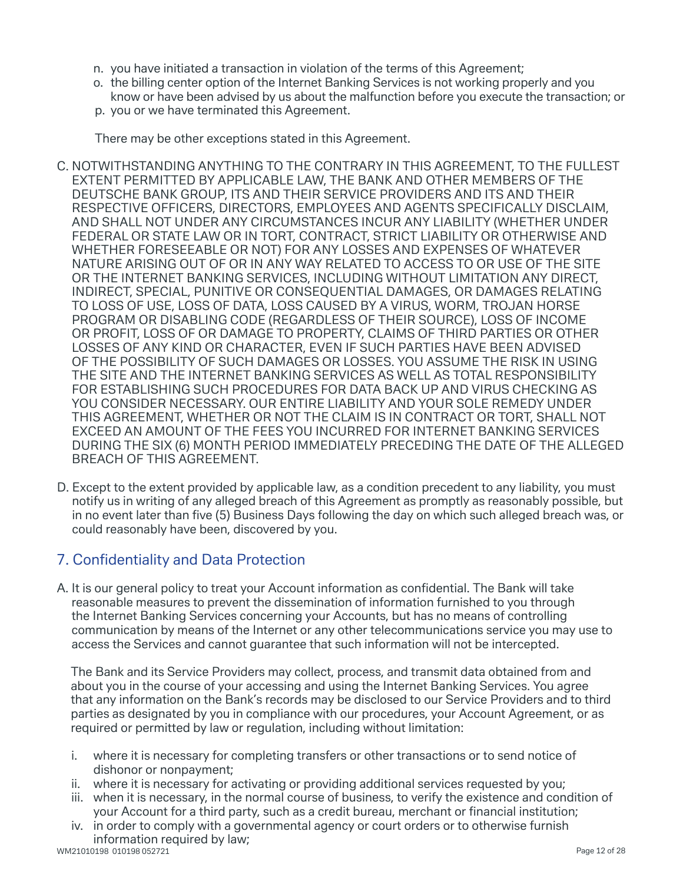n. you have initiated a transaction in violation of the terms of this Agreement;
o. the billing center option of the Internet Banking Services is not working properly and you know or have been advised by us about the malfunction before you execute the transaction; or
p. you or we have terminated this Agreement.

There may be other exceptions stated in this Agreement.

C. NOTWITHSTANDING ANYTHING TO THE CONTRARY IN THIS AGREEMENT, TO THE FULLEST EXTENT PERMITTED BY APPLICABLE LAW, THE BANK AND OTHER MEMBERS OF THE DEUTSCHE BANK GROUP, ITS AND THEIR SERVICE PROVIDERS AND ITS AND THEIR RESPECTIVE OFFICERS, DIRECTORS, EMPLOYEES AND AGENTS SPECIFICALLY DISCLAIM, AND SHALL NOT UNDER ANY CIRCUMSTANCES INCUR ANY LIABILITY (WHETHER UNDER FEDERAL OR STATE LAW OR IN TORT, CONTRACT, STRICT LIABILITY OR OTHERWISE AND WHETHER FORESEEABLE OR NOT) FOR ANY LOSSES AND EXPENSES OF WHATEVER NATURE ARISING OUT OF OR IN ANY WAY RELATED TO ACCESS TO OR USE OF THE SITE OR THE INTERNET BANKING SERVICES, INCLUDING WITHOUT LIMITATION ANY DIRECT, INDIRECT, SPECIAL, PUNITIVE OR CONSEQUENTIAL DAMAGES, OR DAMAGES RELATING TO LOSS OF USE, LOSS OF DATA, LOSS CAUSED BY A VIRUS, WORM, TROJAN HORSE PROGRAM OR DISABLING CODE (REGARDLESS OF THEIR SOURCE), LOSS OF INCOME OR PROFIT, LOSS OF OR DAMAGE TO PROPERTY, CLAIMS OF THIRD PARTIES OR OTHER LOSSES OF ANY KIND OR CHARACTER, EVEN IF SUCH PARTIES HAVE BEEN ADVISED OF THE POSSIBILITY OF SUCH DAMAGES OR LOSSES. YOU ASSUME THE RISK IN USING THE SITE AND THE INTERNET BANKING SERVICES AS WELL AS TOTAL RESPONSIBILITY FOR ESTABLISHING SUCH PROCEDURES FOR DATA BACK UP AND VIRUS CHECKING AS YOU CONSIDER NECESSARY. OUR ENTIRE LIABILITY AND YOUR SOLE REMEDY UNDER THIS AGREEMENT, WHETHER OR NOT THE CLAIM IS IN CONTRACT OR TORT, SHALL NOT EXCEED AN AMOUNT OF THE FEES YOU INCURRED FOR INTERNET BANKING SERVICES DURING THE SIX (6) MONTH PERIOD IMMEDIATELY PRECEDING THE DATE OF THE ALLEGED BREACH OF THIS AGREEMENT.

D. Except to the extent provided by applicable law, as a condition precedent to any liability, you must notify us in writing of any alleged breach of this Agreement as promptly as reasonably possible, but in no event later than five (5) Business Days following the day on which such alleged breach was, or could reasonably have been, discovered by you.

## 7. Confidentiality and Data Protection

A. It is our general policy to treat your Account information as confidential. The Bank will take reasonable measures to prevent the dissemination of information furnished to you through the Internet Banking Services concerning your Accounts, but has no means of controlling communication by means of the Internet or any other telecommunications service you may use to access the Services and cannot guarantee that such information will not be intercepted.

The Bank and its Service Providers may collect, process, and transmit data obtained from and about you in the course of your accessing and using the Internet Banking Services. You agree that any information on the Bank's records may be disclosed to our Service Providers and to third parties as designated by you in compliance with our procedures, your Account Agreement, or as required or permitted by law or regulation, including without limitation:

i. where it is necessary for completing transfers or other transactions or to send notice of dishonor or nonpayment;
ii. where it is necessary for activating or providing additional services requested by you;
iii. when it is necessary, in the normal course of business, to verify the existence and condition of your Account for a third party, such as a credit bureau, merchant or financial institution;
iv. in order to comply with a governmental agency or court orders or to otherwise furnish information required by law;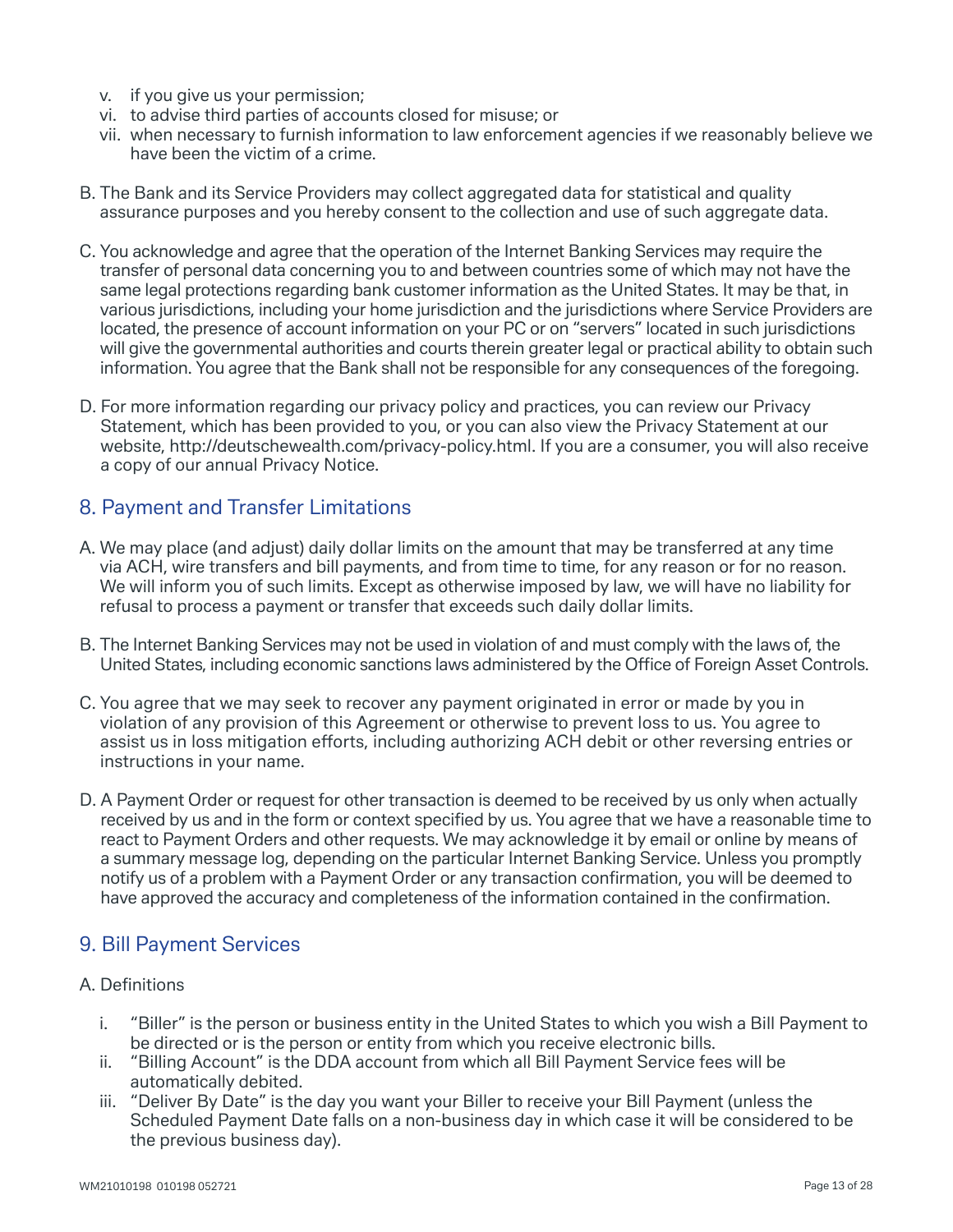v. if you give us your permission;
vi. to advise third parties of accounts closed for misuse; or
vii. when necessary to furnish information to law enforcement agencies if we reasonably believe we have been the victim of a crime.

B. The Bank and its Service Providers may collect aggregated data for statistical and quality assurance purposes and you hereby consent to the collection and use of such aggregate data.

C. You acknowledge and agree that the operation of the Internet Banking Services may require the transfer of personal data concerning you to and between countries some of which may not have the same legal protections regarding bank customer information as the United States. It may be that, in various jurisdictions, including your home jurisdiction and the jurisdictions where Service Providers are located, the presence of account information on your PC or on "servers" located in such jurisdictions will give the governmental authorities and courts therein greater legal or practical ability to obtain such information. You agree that the Bank shall not be responsible for any consequences of the foregoing.

D. For more information regarding our privacy policy and practices, you can review our Privacy Statement, which has been provided to you, or you can also view the Privacy Statement at our website, http://deutschewealth.com/privacy-policy.html. If you are a consumer, you will also receive a copy of our annual Privacy Notice.

## 8. Payment and Transfer Limitations

A. We may place (and adjust) daily dollar limits on the amount that may be transferred at any time via ACH, wire transfers and bill payments, and from time to time, for any reason or for no reason. We will inform you of such limits. Except as otherwise imposed by law, we will have no liability for refusal to process a payment or transfer that exceeds such daily dollar limits.

B. The Internet Banking Services may not be used in violation of and must comply with the laws of, the United States, including economic sanctions laws administered by the Office of Foreign Asset Controls.

C. You agree that we may seek to recover any payment originated in error or made by you in violation of any provision of this Agreement or otherwise to prevent loss to us. You agree to assist us in loss mitigation efforts, including authorizing ACH debit or other reversing entries or instructions in your name.

D. A Payment Order or request for other transaction is deemed to be received by us only when actually received by us and in the form or context specified by us. You agree that we have a reasonable time to react to Payment Orders and other requests. We may acknowledge it by email or online by means of a summary message log, depending on the particular Internet Banking Service. Unless you promptly notify us of a problem with a Payment Order or any transaction confirmation, you will be deemed to have approved the accuracy and completeness of the information contained in the confirmation.

## 9. Bill Payment Services

A. Definitions

i. "Biller" is the person or business entity in the United States to which you wish a Bill Payment to be directed or is the person or entity from which you receive electronic bills.
ii. "Billing Account" is the DDA account from which all Bill Payment Service fees will be automatically debited.
iii. "Deliver By Date" is the day you want your Biller to receive your Bill Payment (unless the Scheduled Payment Date falls on a non-business day in which case it will be considered to be the previous business day).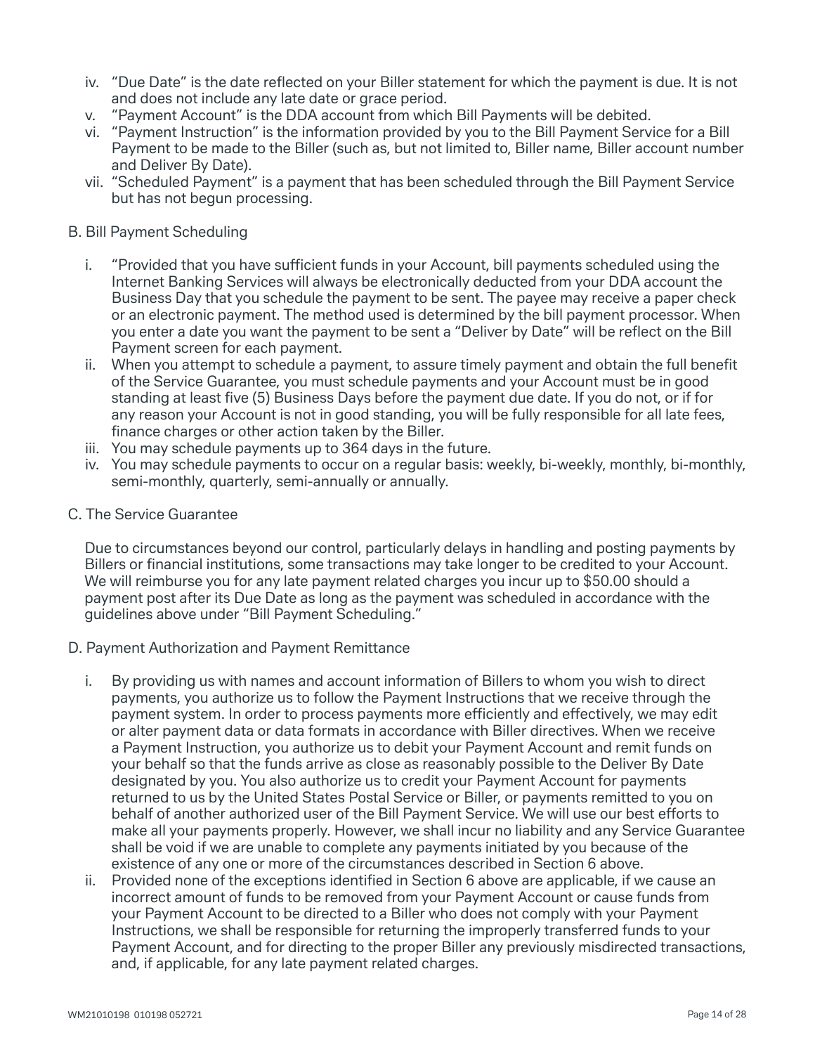iv. "Due Date" is the date reflected on your Biller statement for which the payment is due. It is not and does not include any late date or grace period.
v. "Payment Account" is the DDA account from which Bill Payments will be debited.
vi. "Payment Instruction" is the information provided by you to the Bill Payment Service for a Bill Payment to be made to the Biller (such as, but not limited to, Biller name, Biller account number and Deliver By Date).
vii. "Scheduled Payment" is a payment that has been scheduled through the Bill Payment Service but has not begun processing.

B. Bill Payment Scheduling

i. "Provided that you have sufficient funds in your Account, bill payments scheduled using the Internet Banking Services will always be electronically deducted from your DDA account the Business Day that you schedule the payment to be sent. The payee may receive a paper check or an electronic payment. The method used is determined by the bill payment processor. When you enter a date you want the payment to be sent a "Deliver by Date" will be reflect on the Bill Payment screen for each payment.
ii. When you attempt to schedule a payment, to assure timely payment and obtain the full benefit of the Service Guarantee, you must schedule payments and your Account must be in good standing at least five (5) Business Days before the payment due date. If you do not, or if for any reason your Account is not in good standing, you will be fully responsible for all late fees, finance charges or other action taken by the Biller.
iii. You may schedule payments up to 364 days in the future.
iv. You may schedule payments to occur on a regular basis: weekly, bi-weekly, monthly, bi-monthly, semi-monthly, quarterly, semi-annually or annually.

C. The Service Guarantee

Due to circumstances beyond our control, particularly delays in handling and posting payments by Billers or financial institutions, some transactions may take longer to be credited to your Account. We will reimburse you for any late payment related charges you incur up to $50.00 should a payment post after its Due Date as long as the payment was scheduled in accordance with the guidelines above under "Bill Payment Scheduling."

D. Payment Authorization and Payment Remittance

i. By providing us with names and account information of Billers to whom you wish to direct payments, you authorize us to follow the Payment Instructions that we receive through the payment system. In order to process payments more efficiently and effectively, we may edit or alter payment data or data formats in accordance with Biller directives. When we receive a Payment Instruction, you authorize us to debit your Payment Account and remit funds on your behalf so that the funds arrive as close as reasonably possible to the Deliver By Date designated by you. You also authorize us to credit your Payment Account for payments returned to us by the United States Postal Service or Biller, or payments remitted to you on behalf of another authorized user of the Bill Payment Service. We will use our best efforts to make all your payments properly. However, we shall incur no liability and any Service Guarantee shall be void if we are unable to complete any payments initiated by you because of the existence of any one or more of the circumstances described in Section 6 above.
ii. Provided none of the exceptions identified in Section 6 above are applicable, if we cause an incorrect amount of funds to be removed from your Payment Account or cause funds from your Payment Account to be directed to a Biller who does not comply with your Payment Instructions, we shall be responsible for returning the improperly transferred funds to your Payment Account, and for directing to the proper Biller any previously misdirected transactions, and, if applicable, for any late payment related charges.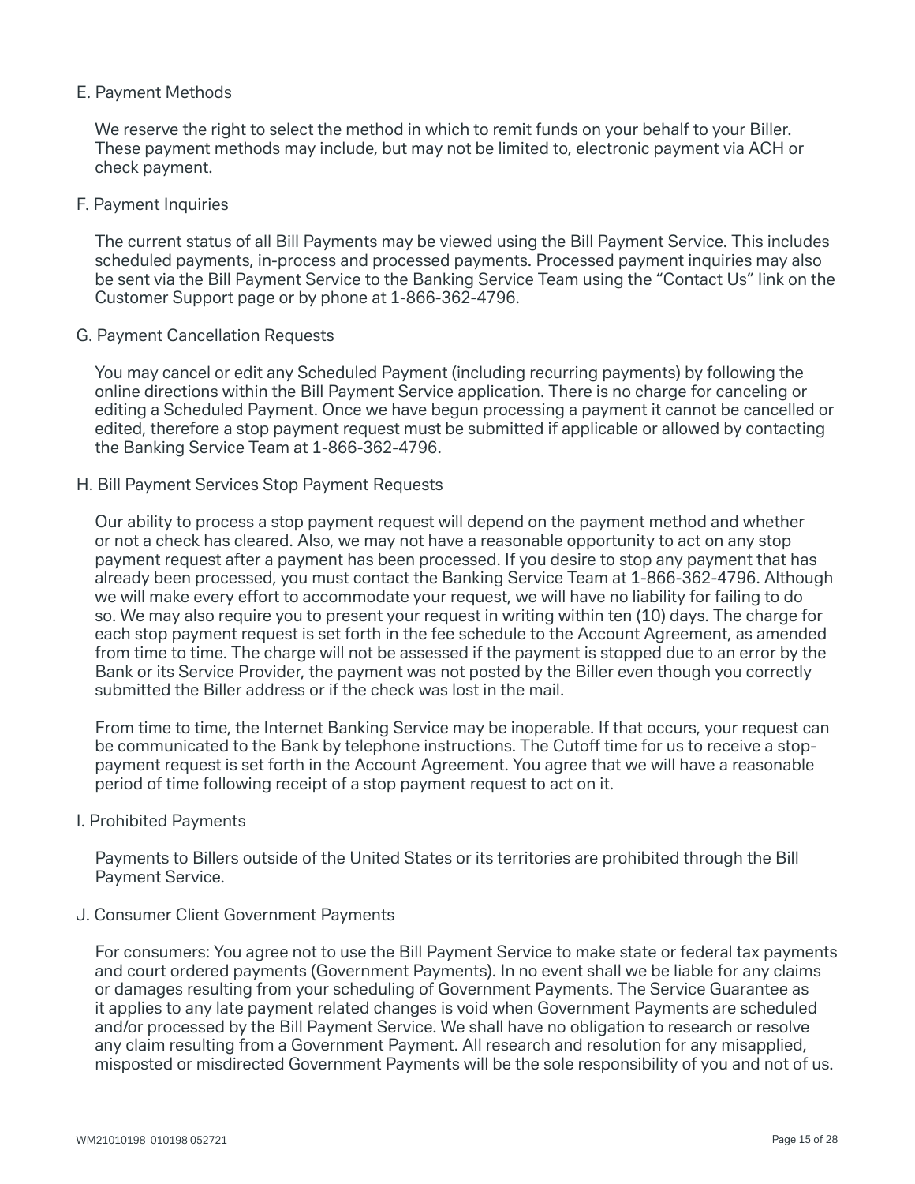### E. Payment Methods

We reserve the right to select the method in which to remit funds on your behalf to your Biller. These payment methods may include, but may not be limited to, electronic payment via ACH or check payment.

### F. Payment Inquiries

The current status of all Bill Payments may be viewed using the Bill Payment Service. This includes scheduled payments, in-process and processed payments. Processed payment inquiries may also be sent via the Bill Payment Service to the Banking Service Team using the "Contact Us" link on the Customer Support page or by phone at 1-866-362-4796.

### G. Payment Cancellation Requests

You may cancel or edit any Scheduled Payment (including recurring payments) by following the online directions within the Bill Payment Service application. There is no charge for canceling or editing a Scheduled Payment. Once we have begun processing a payment it cannot be cancelled or edited, therefore a stop payment request must be submitted if applicable or allowed by contacting the Banking Service Team at 1-866-362-4796.

### H. Bill Payment Services Stop Payment Requests

Our ability to process a stop payment request will depend on the payment method and whether or not a check has cleared. Also, we may not have a reasonable opportunity to act on any stop payment request after a payment has been processed. If you desire to stop any payment that has already been processed, you must contact the Banking Service Team at 1-866-362-4796. Although we will make every effort to accommodate your request, we will have no liability for failing to do so. We may also require you to present your request in writing within ten (10) days. The charge for each stop payment request is set forth in the fee schedule to the Account Agreement, as amended from time to time. The charge will not be assessed if the payment is stopped due to an error by the Bank or its Service Provider, the payment was not posted by the Biller even though you correctly submitted the Biller address or if the check was lost in the mail.

From time to time, the Internet Banking Service may be inoperable. If that occurs, your request can be communicated to the Bank by telephone instructions. The Cutoff time for us to receive a stop-payment request is set forth in the Account Agreement. You agree that we will have a reasonable period of time following receipt of a stop payment request to act on it.

### I. Prohibited Payments

Payments to Billers outside of the United States or its territories are prohibited through the Bill Payment Service.

### J. Consumer Client Government Payments

For consumers: You agree not to use the Bill Payment Service to make state or federal tax payments and court ordered payments (Government Payments). In no event shall we be liable for any claims or damages resulting from your scheduling of Government Payments. The Service Guarantee as it applies to any late payment related changes is void when Government Payments are scheduled and/or processed by the Bill Payment Service. We shall have no obligation to research or resolve any claim resulting from a Government Payment. All research and resolution for any misapplied, misposted or misdirected Government Payments will be the sole responsibility of you and not of us.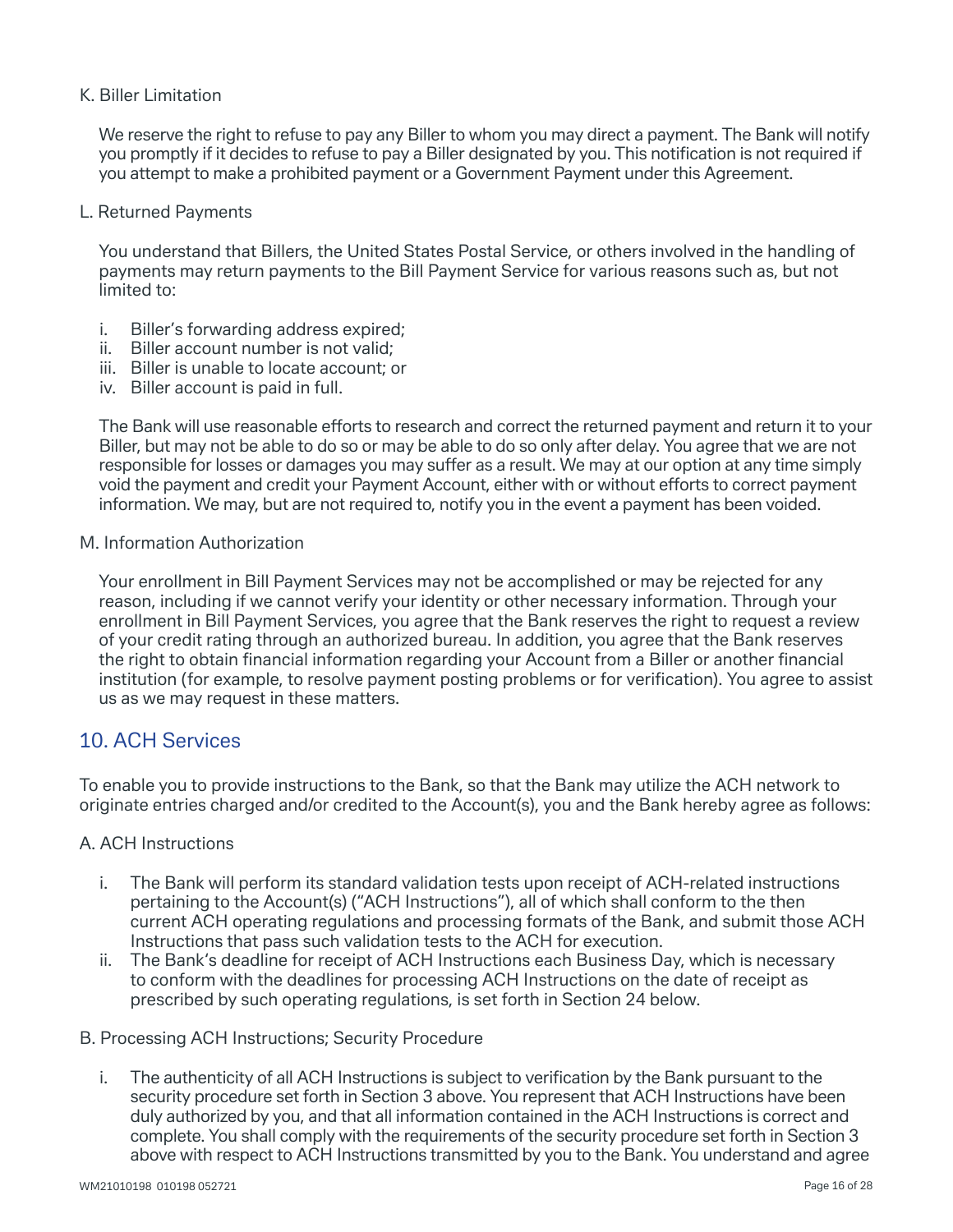K. Biller Limitation

We reserve the right to refuse to pay any Biller to whom you may direct a payment. The Bank will notify you promptly if it decides to refuse to pay a Biller designated by you. This notification is not required if you attempt to make a prohibited payment or a Government Payment under this Agreement.

L. Returned Payments

You understand that Billers, the United States Postal Service, or others involved in the handling of payments may return payments to the Bill Payment Service for various reasons such as, but not limited to:

i. Biller's forwarding address expired;
ii. Biller account number is not valid;
iii. Biller is unable to locate account; or
iv. Biller account is paid in full.

The Bank will use reasonable efforts to research and correct the returned payment and return it to your Biller, but may not be able to do so or may be able to do so only after delay. You agree that we are not responsible for losses or damages you may suffer as a result. We may at our option at any time simply void the payment and credit your Payment Account, either with or without efforts to correct payment information. We may, but are not required to, notify you in the event a payment has been voided.

M. Information Authorization

Your enrollment in Bill Payment Services may not be accomplished or may be rejected for any reason, including if we cannot verify your identity or other necessary information. Through your enrollment in Bill Payment Services, you agree that the Bank reserves the right to request a review of your credit rating through an authorized bureau. In addition, you agree that the Bank reserves the right to obtain financial information regarding your Account from a Biller or another financial institution (for example, to resolve payment posting problems or for verification). You agree to assist us as we may request in these matters.

## 10. ACH Services

To enable you to provide instructions to the Bank, so that the Bank may utilize the ACH network to originate entries charged and/or credited to the Account(s), you and the Bank hereby agree as follows:

A. ACH Instructions

i. The Bank will perform its standard validation tests upon receipt of ACH-related instructions pertaining to the Account(s) ("ACH Instructions"), all of which shall conform to the then current ACH operating regulations and processing formats of the Bank, and submit those ACH Instructions that pass such validation tests to the ACH for execution.
ii. The Bank's deadline for receipt of ACH Instructions each Business Day, which is necessary to conform with the deadlines for processing ACH Instructions on the date of receipt as prescribed by such operating regulations, is set forth in Section 24 below.

B. Processing ACH Instructions; Security Procedure

i. The authenticity of all ACH Instructions is subject to verification by the Bank pursuant to the security procedure set forth in Section 3 above. You represent that ACH Instructions have been duly authorized by you, and that all information contained in the ACH Instructions is correct and complete. You shall comply with the requirements of the security procedure set forth in Section 3 above with respect to ACH Instructions transmitted by you to the Bank. You understand and agree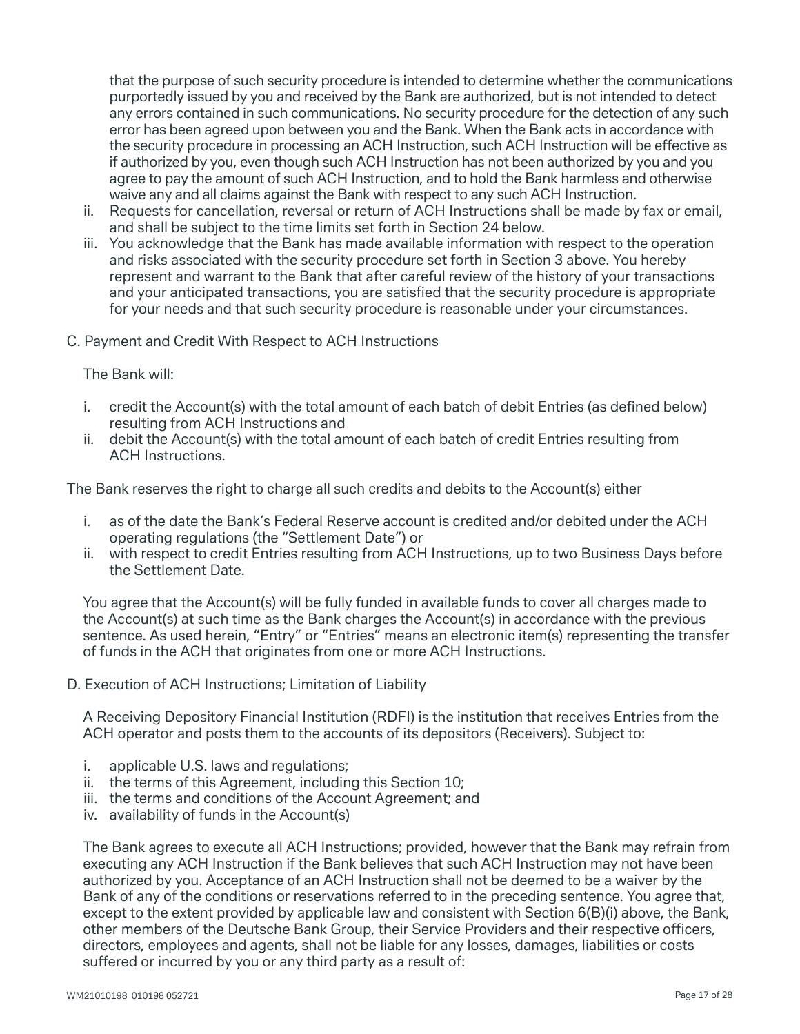that the purpose of such security procedure is intended to determine whether the communications purportedly issued by you and received by the Bank are authorized, but is not intended to detect any errors contained in such communications. No security procedure for the detection of any such error has been agreed upon between you and the Bank. When the Bank acts in accordance with the security procedure in processing an ACH Instruction, such ACH Instruction will be effective as if authorized by you, even though such ACH Instruction has not been authorized by you and you agree to pay the amount of such ACH Instruction, and to hold the Bank harmless and otherwise waive any and all claims against the Bank with respect to any such ACH Instruction.

ii. Requests for cancellation, reversal or return of ACH Instructions shall be made by fax or email, and shall be subject to the time limits set forth in Section 24 below.

iii. You acknowledge that the Bank has made available information with respect to the operation and risks associated with the security procedure set forth in Section 3 above. You hereby represent and warrant to the Bank that after careful review of the history of your transactions and your anticipated transactions, you are satisfied that the security procedure is appropriate for your needs and that such security procedure is reasonable under your circumstances.

C. Payment and Credit With Respect to ACH Instructions

The Bank will:

i. credit the Account(s) with the total amount of each batch of debit Entries (as defined below) resulting from ACH Instructions and
ii. debit the Account(s) with the total amount of each batch of credit Entries resulting from ACH Instructions.

The Bank reserves the right to charge all such credits and debits to the Account(s) either

i. as of the date the Bank's Federal Reserve account is credited and/or debited under the ACH operating regulations (the "Settlement Date") or
ii. with respect to credit Entries resulting from ACH Instructions, up to two Business Days before the Settlement Date.

You agree that the Account(s) will be fully funded in available funds to cover all charges made to the Account(s) at such time as the Bank charges the Account(s) in accordance with the previous sentence. As used herein, "Entry" or "Entries" means an electronic item(s) representing the transfer of funds in the ACH that originates from one or more ACH Instructions.

D. Execution of ACH Instructions; Limitation of Liability

A Receiving Depository Financial Institution (RDFI) is the institution that receives Entries from the ACH operator and posts them to the accounts of its depositors (Receivers). Subject to:

i. applicable U.S. laws and regulations;
ii. the terms of this Agreement, including this Section 10;
iii. the terms and conditions of the Account Agreement; and
iv. availability of funds in the Account(s)

The Bank agrees to execute all ACH Instructions; provided, however that the Bank may refrain from executing any ACH Instruction if the Bank believes that such ACH Instruction may not have been authorized by you. Acceptance of an ACH Instruction shall not be deemed to be a waiver by the Bank of any of the conditions or reservations referred to in the preceding sentence. You agree that, except to the extent provided by applicable law and consistent with Section 6(B)(i) above, the Bank, other members of the Deutsche Bank Group, their Service Providers and their respective officers, directors, employees and agents, shall not be liable for any losses, damages, liabilities or costs suffered or incurred by you or any third party as a result of: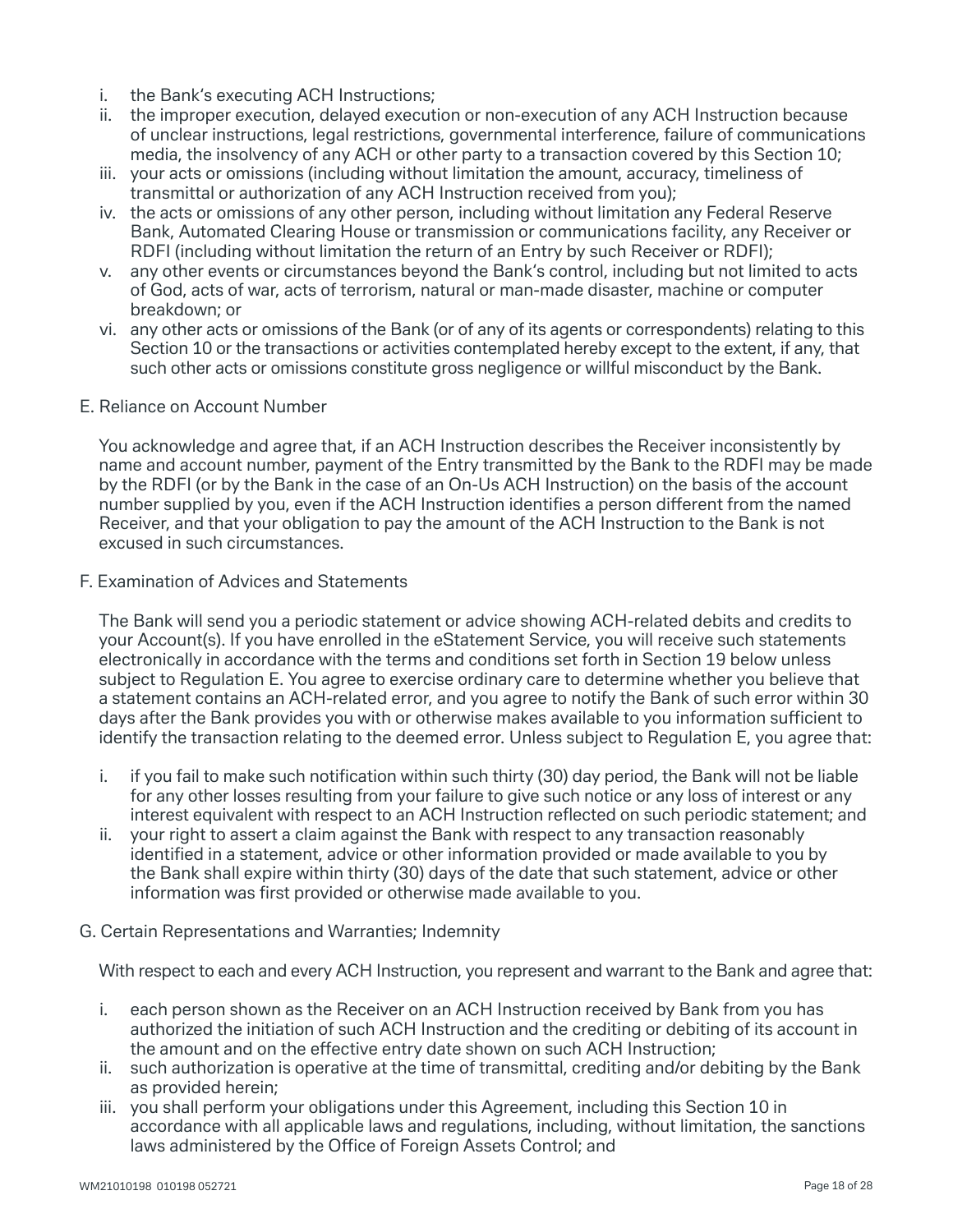i. the Bank's executing ACH Instructions;
ii. the improper execution, delayed execution or non-execution of any ACH Instruction because of unclear instructions, legal restrictions, governmental interference, failure of communications media, the insolvency of any ACH or other party to a transaction covered by this Section 10;
iii. your acts or omissions (including without limitation the amount, accuracy, timeliness of transmittal or authorization of any ACH Instruction received from you);
iv. the acts or omissions of any other person, including without limitation any Federal Reserve Bank, Automated Clearing House or transmission or communications facility, any Receiver or RDFI (including without limitation the return of an Entry by such Receiver or RDFI);
v. any other events or circumstances beyond the Bank's control, including but not limited to acts of God, acts of war, acts of terrorism, natural or man-made disaster, machine or computer breakdown; or
vi. any other acts or omissions of the Bank (or of any of its agents or correspondents) relating to this Section 10 or the transactions or activities contemplated hereby except to the extent, if any, that such other acts or omissions constitute gross negligence or willful misconduct by the Bank.

E. Reliance on Account Number

You acknowledge and agree that, if an ACH Instruction describes the Receiver inconsistently by name and account number, payment of the Entry transmitted by the Bank to the RDFI may be made by the RDFI (or by the Bank in the case of an On-Us ACH Instruction) on the basis of the account number supplied by you, even if the ACH Instruction identifies a person different from the named Receiver, and that your obligation to pay the amount of the ACH Instruction to the Bank is not excused in such circumstances.

F. Examination of Advices and Statements

The Bank will send you a periodic statement or advice showing ACH-related debits and credits to your Account(s). If you have enrolled in the eStatement Service, you will receive such statements electronically in accordance with the terms and conditions set forth in Section 19 below unless subject to Regulation E. You agree to exercise ordinary care to determine whether you believe that a statement contains an ACH-related error, and you agree to notify the Bank of such error within 30 days after the Bank provides you with or otherwise makes available to you information sufficient to identify the transaction relating to the deemed error. Unless subject to Regulation E, you agree that:

i. if you fail to make such notification within such thirty (30) day period, the Bank will not be liable for any other losses resulting from your failure to give such notice or any loss of interest or any interest equivalent with respect to an ACH Instruction reflected on such periodic statement; and
ii. your right to assert a claim against the Bank with respect to any transaction reasonably identified in a statement, advice or other information provided or made available to you by the Bank shall expire within thirty (30) days of the date that such statement, advice or other information was first provided or otherwise made available to you.

G. Certain Representations and Warranties; Indemnity

With respect to each and every ACH Instruction, you represent and warrant to the Bank and agree that:

i. each person shown as the Receiver on an ACH Instruction received by Bank from you has authorized the initiation of such ACH Instruction and the crediting or debiting of its account in the amount and on the effective entry date shown on such ACH Instruction;
ii. such authorization is operative at the time of transmittal, crediting and/or debiting by the Bank as provided herein;
iii. you shall perform your obligations under this Agreement, including this Section 10 in accordance with all applicable laws and regulations, including, without limitation, the sanctions laws administered by the Office of Foreign Assets Control; and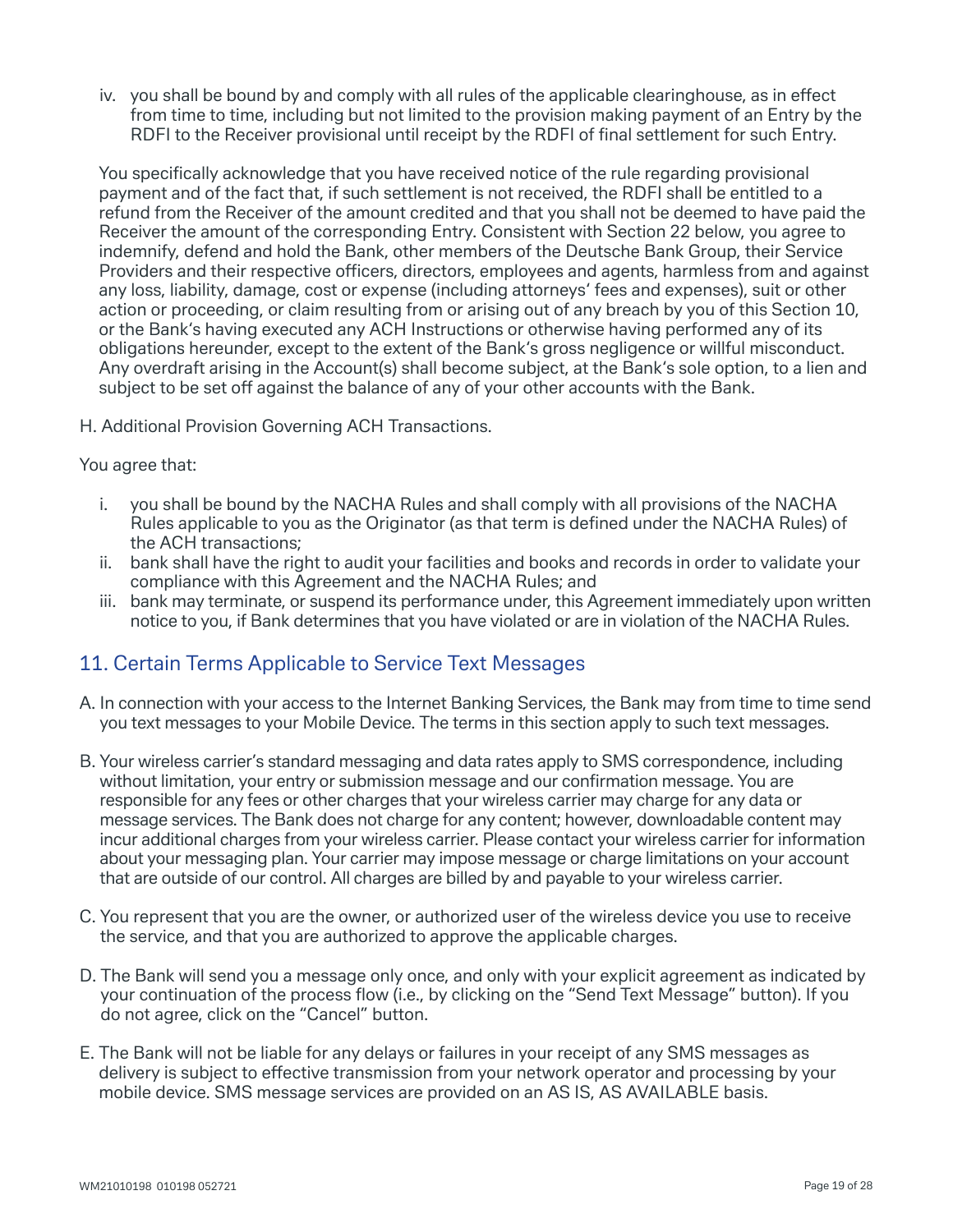iv. you shall be bound by and comply with all rules of the applicable clearinghouse, as in effect from time to time, including but not limited to the provision making payment of an Entry by the RDFI to the Receiver provisional until receipt by the RDFI of final settlement for such Entry.

You specifically acknowledge that you have received notice of the rule regarding provisional payment and of the fact that, if such settlement is not received, the RDFI shall be entitled to a refund from the Receiver of the amount credited and that you shall not be deemed to have paid the Receiver the amount of the corresponding Entry. Consistent with Section 22 below, you agree to indemnify, defend and hold the Bank, other members of the Deutsche Bank Group, their Service Providers and their respective officers, directors, employees and agents, harmless from and against any loss, liability, damage, cost or expense (including attorneys' fees and expenses), suit or other action or proceeding, or claim resulting from or arising out of any breach by you of this Section 10, or the Bank's having executed any ACH Instructions or otherwise having performed any of its obligations hereunder, except to the extent of the Bank's gross negligence or willful misconduct. Any overdraft arising in the Account(s) shall become subject, at the Bank's sole option, to a lien and subject to be set off against the balance of any of your other accounts with the Bank.

H. Additional Provision Governing ACH Transactions.

You agree that:

i. you shall be bound by the NACHA Rules and shall comply with all provisions of the NACHA Rules applicable to you as the Originator (as that term is defined under the NACHA Rules) of the ACH transactions;
ii. bank shall have the right to audit your facilities and books and records in order to validate your compliance with this Agreement and the NACHA Rules; and
iii. bank may terminate, or suspend its performance under, this Agreement immediately upon written notice to you, if Bank determines that you have violated or are in violation of the NACHA Rules.

## 11. Certain Terms Applicable to Service Text Messages

A. In connection with your access to the Internet Banking Services, the Bank may from time to time send you text messages to your Mobile Device. The terms in this section apply to such text messages.

B. Your wireless carrier's standard messaging and data rates apply to SMS correspondence, including without limitation, your entry or submission message and our confirmation message. You are responsible for any fees or other charges that your wireless carrier may charge for any data or message services. The Bank does not charge for any content; however, downloadable content may incur additional charges from your wireless carrier. Please contact your wireless carrier for information about your messaging plan. Your carrier may impose message or charge limitations on your account that are outside of our control. All charges are billed by and payable to your wireless carrier.

C. You represent that you are the owner, or authorized user of the wireless device you use to receive the service, and that you are authorized to approve the applicable charges.

D. The Bank will send you a message only once, and only with your explicit agreement as indicated by your continuation of the process flow (i.e., by clicking on the "Send Text Message" button). If you do not agree, click on the "Cancel" button.

E. The Bank will not be liable for any delays or failures in your receipt of any SMS messages as delivery is subject to effective transmission from your network operator and processing by your mobile device. SMS message services are provided on an AS IS, AS AVAILABLE basis.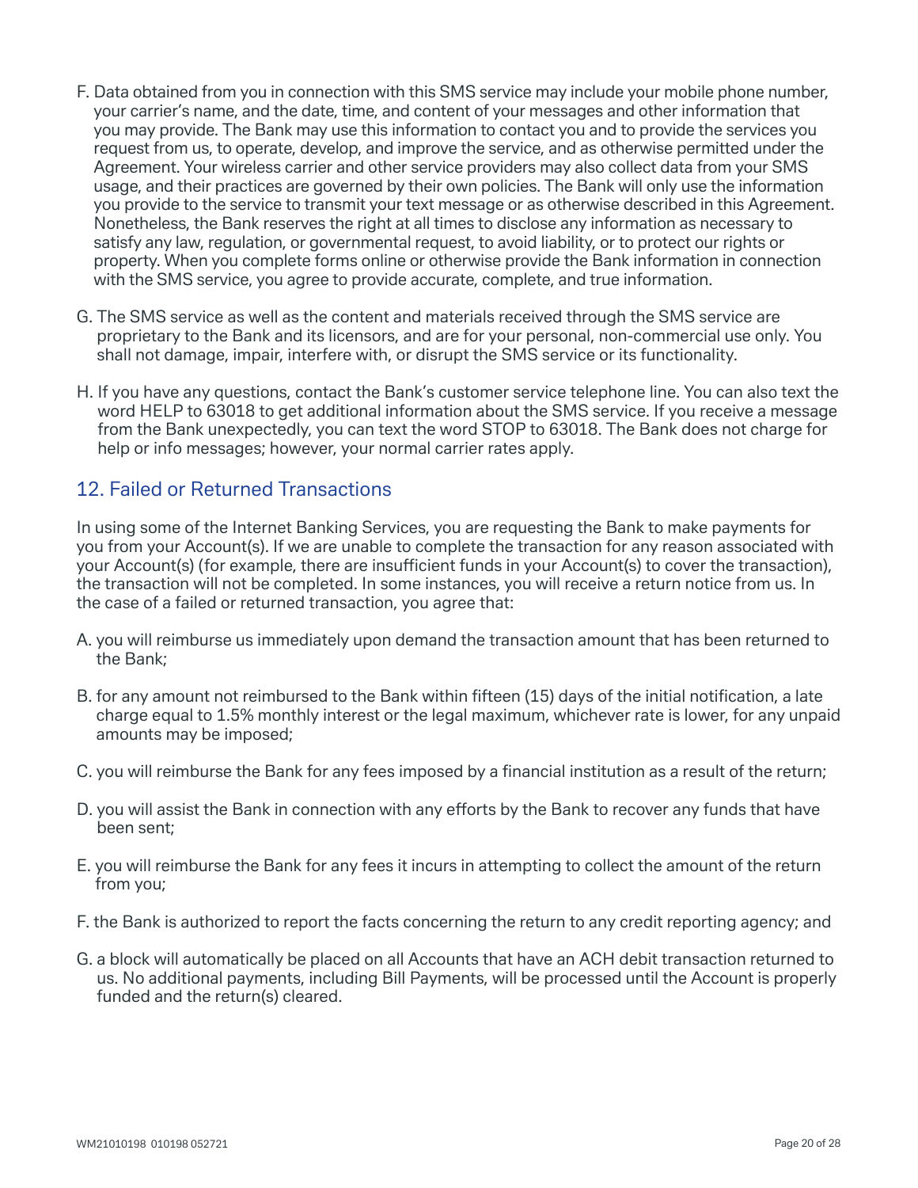F. Data obtained from you in connection with this SMS service may include your mobile phone number, your carrier's name, and the date, time, and content of your messages and other information that you may provide. The Bank may use this information to contact you and to provide the services you request from us, to operate, develop, and improve the service, and as otherwise permitted under the Agreement. Your wireless carrier and other service providers may also collect data from your SMS usage, and their practices are governed by their own policies. The Bank will only use the information you provide to the service to transmit your text message or as otherwise described in this Agreement. Nonetheless, the Bank reserves the right at all times to disclose any information as necessary to satisfy any law, regulation, or governmental request, to avoid liability, or to protect our rights or property. When you complete forms online or otherwise provide the Bank information in connection with the SMS service, you agree to provide accurate, complete, and true information.

G. The SMS service as well as the content and materials received through the SMS service are proprietary to the Bank and its licensors, and are for your personal, non-commercial use only. You shall not damage, impair, interfere with, or disrupt the SMS service or its functionality.

H. If you have any questions, contact the Bank's customer service telephone line. You can also text the word HELP to 63018 to get additional information about the SMS service. If you receive a message from the Bank unexpectedly, you can text the word STOP to 63018. The Bank does not charge for help or info messages; however, your normal carrier rates apply.

## 12. Failed or Returned Transactions

In using some of the Internet Banking Services, you are requesting the Bank to make payments for you from your Account(s). If we are unable to complete the transaction for any reason associated with your Account(s) (for example, there are insufficient funds in your Account(s) to cover the transaction), the transaction will not be completed. In some instances, you will receive a return notice from us. In the case of a failed or returned transaction, you agree that:

A. you will reimburse us immediately upon demand the transaction amount that has been returned to the Bank;

B. for any amount not reimbursed to the Bank within fifteen (15) days of the initial notification, a late charge equal to 1.5% monthly interest or the legal maximum, whichever rate is lower, for any unpaid amounts may be imposed;

C. you will reimburse the Bank for any fees imposed by a financial institution as a result of the return;

D. you will assist the Bank in connection with any efforts by the Bank to recover any funds that have been sent;

E. you will reimburse the Bank for any fees it incurs in attempting to collect the amount of the return from you;

F. the Bank is authorized to report the facts concerning the return to any credit reporting agency; and

G. a block will automatically be placed on all Accounts that have an ACH debit transaction returned to us. No additional payments, including Bill Payments, will be processed until the Account is properly funded and the return(s) cleared.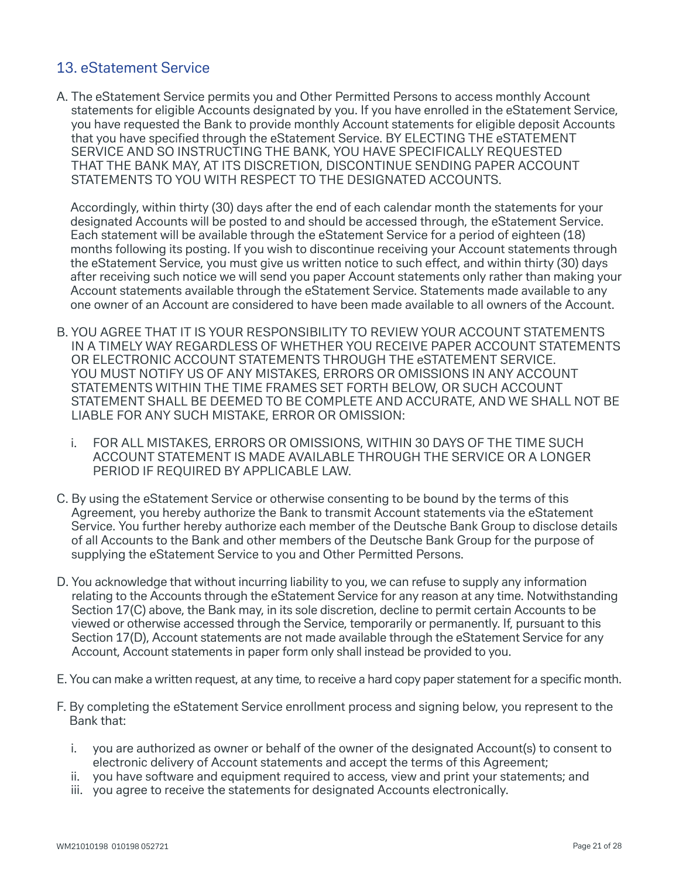## 13. eStatement Service

A. The eStatement Service permits you and Other Permitted Persons to access monthly Account statements for eligible Accounts designated by you. If you have enrolled in the eStatement Service, you have requested the Bank to provide monthly Account statements for eligible deposit Accounts that you have specified through the eStatement Service. BY ELECTING THE eSTATEMENT SERVICE AND SO INSTRUCTING THE BANK, YOU HAVE SPECIFICALLY REQUESTED THAT THE BANK MAY, AT ITS DISCRETION, DISCONTINUE SENDING PAPER ACCOUNT STATEMENTS TO YOU WITH RESPECT TO THE DESIGNATED ACCOUNTS.

   Accordingly, within thirty (30) days after the end of each calendar month the statements for your designated Accounts will be posted to and should be accessed through, the eStatement Service. Each statement will be available through the eStatement Service for a period of eighteen (18) months following its posting. If you wish to discontinue receiving your Account statements through the eStatement Service, you must give us written notice to such effect, and within thirty (30) days after receiving such notice we will send you paper Account statements only rather than making your Account statements available through the eStatement Service. Statements made available to any one owner of an Account are considered to have been made available to all owners of the Account.

B. YOU AGREE THAT IT IS YOUR RESPONSIBILITY TO REVIEW YOUR ACCOUNT STATEMENTS IN A TIMELY WAY REGARDLESS OF WHETHER YOU RECEIVE PAPER ACCOUNT STATEMENTS OR ELECTRONIC ACCOUNT STATEMENTS THROUGH THE eSTATEMENT SERVICE. YOU MUST NOTIFY US OF ANY MISTAKES, ERRORS OR OMISSIONS IN ANY ACCOUNT STATEMENTS WITHIN THE TIME FRAMES SET FORTH BELOW, OR SUCH ACCOUNT STATEMENT SHALL BE DEEMED TO BE COMPLETE AND ACCURATE, AND WE SHALL NOT BE LIABLE FOR ANY SUCH MISTAKE, ERROR OR OMISSION:

   i. FOR ALL MISTAKES, ERRORS OR OMISSIONS, WITHIN 30 DAYS OF THE TIME SUCH ACCOUNT STATEMENT IS MADE AVAILABLE THROUGH THE SERVICE OR A LONGER PERIOD IF REQUIRED BY APPLICABLE LAW.

C. By using the eStatement Service or otherwise consenting to be bound by the terms of this Agreement, you hereby authorize the Bank to transmit Account statements via the eStatement Service. You further hereby authorize each member of the Deutsche Bank Group to disclose details of all Accounts to the Bank and other members of the Deutsche Bank Group for the purpose of supplying the eStatement Service to you and Other Permitted Persons.

D. You acknowledge that without incurring liability to you, we can refuse to supply any information relating to the Accounts through the eStatement Service for any reason at any time. Notwithstanding Section 17(C) above, the Bank may, in its sole discretion, decline to permit certain Accounts to be viewed or otherwise accessed through the Service, temporarily or permanently. If, pursuant to this Section 17(D), Account statements are not made available through the eStatement Service for any Account, Account statements in paper form only shall instead be provided to you.

E. You can make a written request, at any time, to receive a hard copy paper statement for a specific month.

F. By completing the eStatement Service enrollment process and signing below, you represent to the Bank that:

   i. you are authorized as owner or behalf of the owner of the designated Account(s) to consent to electronic delivery of Account statements and accept the terms of this Agreement;
   ii. you have software and equipment required to access, view and print your statements; and
   iii. you agree to receive the statements for designated Accounts electronically.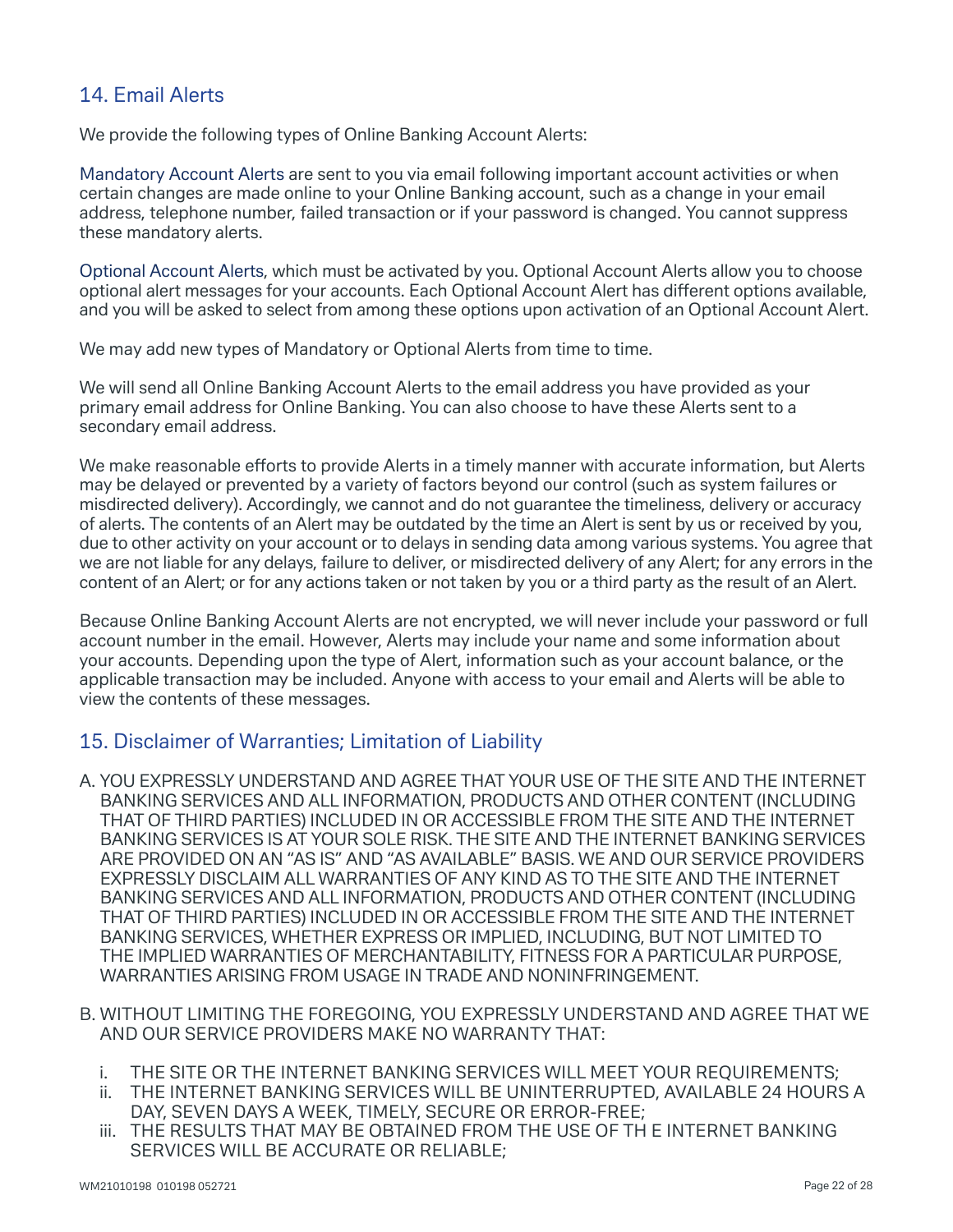## 14. Email Alerts

We provide the following types of Online Banking Account Alerts:

Mandatory Account Alerts are sent to you via email following important account activities or when certain changes are made online to your Online Banking account, such as a change in your email address, telephone number, failed transaction or if your password is changed. You cannot suppress these mandatory alerts.

Optional Account Alerts, which must be activated by you. Optional Account Alerts allow you to choose optional alert messages for your accounts. Each Optional Account Alert has different options available, and you will be asked to select from among these options upon activation of an Optional Account Alert.

We may add new types of Mandatory or Optional Alerts from time to time.

We will send all Online Banking Account Alerts to the email address you have provided as your primary email address for Online Banking. You can also choose to have these Alerts sent to a secondary email address.

We make reasonable efforts to provide Alerts in a timely manner with accurate information, but Alerts may be delayed or prevented by a variety of factors beyond our control (such as system failures or misdirected delivery). Accordingly, we cannot and do not guarantee the timeliness, delivery or accuracy of alerts. The contents of an Alert may be outdated by the time an Alert is sent by us or received by you, due to other activity on your account or to delays in sending data among various systems. You agree that we are not liable for any delays, failure to deliver, or misdirected delivery of any Alert; for any errors in the content of an Alert; or for any actions taken or not taken by you or a third party as the result of an Alert.

Because Online Banking Account Alerts are not encrypted, we will never include your password or full account number in the email. However, Alerts may include your name and some information about your accounts. Depending upon the type of Alert, information such as your account balance, or the applicable transaction may be included. Anyone with access to your email and Alerts will be able to view the contents of these messages.

## 15. Disclaimer of Warranties; Limitation of Liability

A. YOU EXPRESSLY UNDERSTAND AND AGREE THAT YOUR USE OF THE SITE AND THE INTERNET BANKING SERVICES AND ALL INFORMATION, PRODUCTS AND OTHER CONTENT (INCLUDING THAT OF THIRD PARTIES) INCLUDED IN OR ACCESSIBLE FROM THE SITE AND THE INTERNET BANKING SERVICES IS AT YOUR SOLE RISK. THE SITE AND THE INTERNET BANKING SERVICES ARE PROVIDED ON AN "AS IS" AND "AS AVAILABLE" BASIS. WE AND OUR SERVICE PROVIDERS EXPRESSLY DISCLAIM ALL WARRANTIES OF ANY KIND AS TO THE SITE AND THE INTERNET BANKING SERVICES AND ALL INFORMATION, PRODUCTS AND OTHER CONTENT (INCLUDING THAT OF THIRD PARTIES) INCLUDED IN OR ACCESSIBLE FROM THE SITE AND THE INTERNET BANKING SERVICES, WHETHER EXPRESS OR IMPLIED, INCLUDING, BUT NOT LIMITED TO THE IMPLIED WARRANTIES OF MERCHANTABILITY, FITNESS FOR A PARTICULAR PURPOSE, WARRANTIES ARISING FROM USAGE IN TRADE AND NONINFRINGEMENT.

B. WITHOUT LIMITING THE FOREGOING, YOU EXPRESSLY UNDERSTAND AND AGREE THAT WE AND OUR SERVICE PROVIDERS MAKE NO WARRANTY THAT:

   i. THE SITE OR THE INTERNET BANKING SERVICES WILL MEET YOUR REQUIREMENTS;
   ii. THE INTERNET BANKING SERVICES WILL BE UNINTERRUPTED, AVAILABLE 24 HOURS A DAY, SEVEN DAYS A WEEK, TIMELY, SECURE OR ERROR-FREE;
   iii. THE RESULTS THAT MAY BE OBTAINED FROM THE USE OF TH E INTERNET BANKING SERVICES WILL BE ACCURATE OR RELIABLE;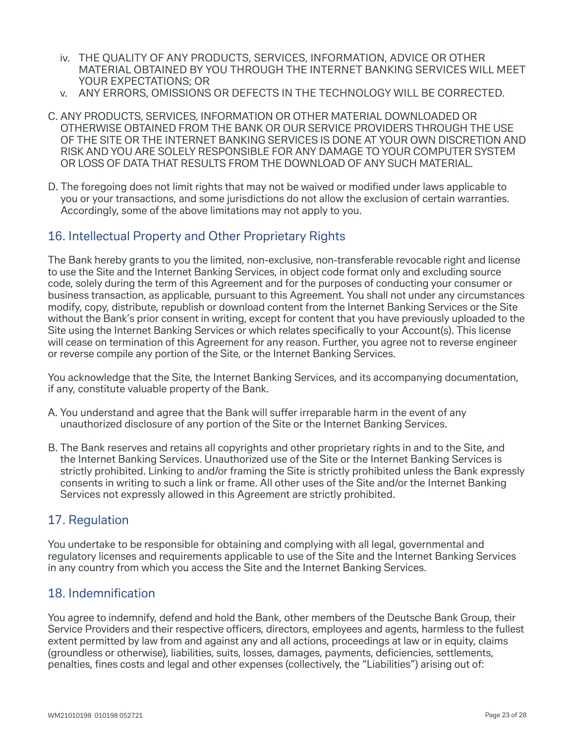iv. THE QUALITY OF ANY PRODUCTS, SERVICES, INFORMATION, ADVICE OR OTHER MATERIAL OBTAINED BY YOU THROUGH THE INTERNET BANKING SERVICES WILL MEET YOUR EXPECTATIONS; OR

v. ANY ERRORS, OMISSIONS OR DEFECTS IN THE TECHNOLOGY WILL BE CORRECTED.

C. ANY PRODUCTS, SERVICES, INFORMATION OR OTHER MATERIAL DOWNLOADED OR OTHERWISE OBTAINED FROM THE BANK OR OUR SERVICE PROVIDERS THROUGH THE USE OF THE SITE OR THE INTERNET BANKING SERVICES IS DONE AT YOUR OWN DISCRETION AND RISK AND YOU ARE SOLELY RESPONSIBLE FOR ANY DAMAGE TO YOUR COMPUTER SYSTEM OR LOSS OF DATA THAT RESULTS FROM THE DOWNLOAD OF ANY SUCH MATERIAL.

D. The foregoing does not limit rights that may not be waived or modified under laws applicable to you or your transactions, and some jurisdictions do not allow the exclusion of certain warranties. Accordingly, some of the above limitations may not apply to you.

## 16. Intellectual Property and Other Proprietary Rights

The Bank hereby grants to you the limited, non-exclusive, non-transferable revocable right and license to use the Site and the Internet Banking Services, in object code format only and excluding source code, solely during the term of this Agreement and for the purposes of conducting your consumer or business transaction, as applicable, pursuant to this Agreement. You shall not under any circumstances modify, copy, distribute, republish or download content from the Internet Banking Services or the Site without the Bank's prior consent in writing, except for content that you have previously uploaded to the Site using the Internet Banking Services or which relates specifically to your Account(s). This license will cease on termination of this Agreement for any reason. Further, you agree not to reverse engineer or reverse compile any portion of the Site, or the Internet Banking Services.

You acknowledge that the Site, the Internet Banking Services, and its accompanying documentation, if any, constitute valuable property of the Bank.

A. You understand and agree that the Bank will suffer irreparable harm in the event of any unauthorized disclosure of any portion of the Site or the Internet Banking Services.

B. The Bank reserves and retains all copyrights and other proprietary rights in and to the Site, and the Internet Banking Services. Unauthorized use of the Site or the Internet Banking Services is strictly prohibited. Linking to and/or framing the Site is strictly prohibited unless the Bank expressly consents in writing to such a link or frame. All other uses of the Site and/or the Internet Banking Services not expressly allowed in this Agreement are strictly prohibited.

## 17. Regulation

You undertake to be responsible for obtaining and complying with all legal, governmental and regulatory licenses and requirements applicable to use of the Site and the Internet Banking Services in any country from which you access the Site and the Internet Banking Services.

## 18. Indemnification

You agree to indemnify, defend and hold the Bank, other members of the Deutsche Bank Group, their Service Providers and their respective officers, directors, employees and agents, harmless to the fullest extent permitted by law from and against any and all actions, proceedings at law or in equity, claims (groundless or otherwise), liabilities, suits, losses, damages, payments, deficiencies, settlements, penalties, fines costs and legal and other expenses (collectively, the "Liabilities") arising out of: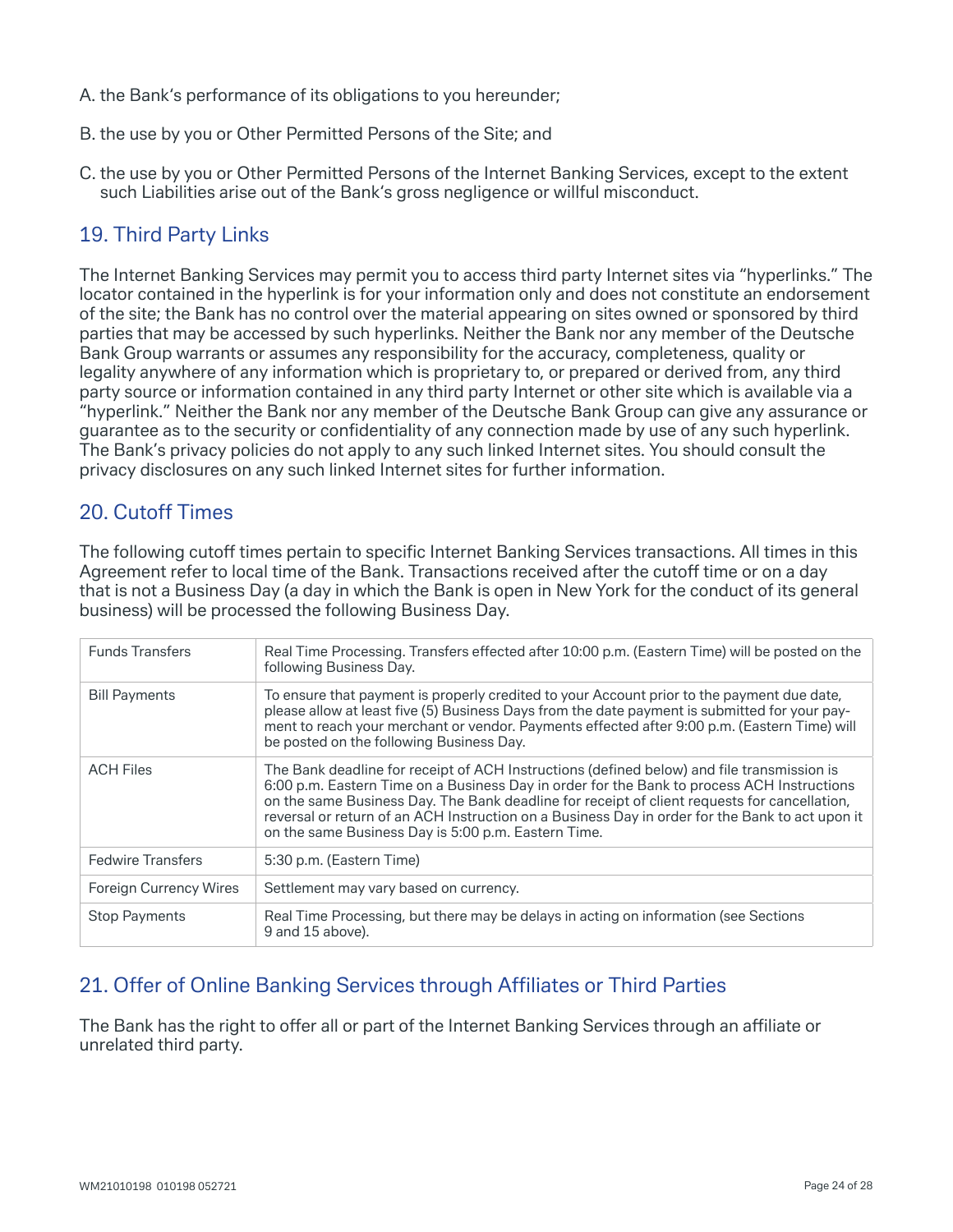A. the Bank's performance of its obligations to you hereunder;

B. the use by you or Other Permitted Persons of the Site; and

C. the use by you or Other Permitted Persons of the Internet Banking Services, except to the extent such Liabilities arise out of the Bank's gross negligence or willful misconduct.

## 19. Third Party Links

The Internet Banking Services may permit you to access third party Internet sites via "hyperlinks." The locator contained in the hyperlink is for your information only and does not constitute an endorsement of the site; the Bank has no control over the material appearing on sites owned or sponsored by third parties that may be accessed by such hyperlinks. Neither the Bank nor any member of the Deutsche Bank Group warrants or assumes any responsibility for the accuracy, completeness, quality or legality anywhere of any information which is proprietary to, or prepared or derived from, any third party source or information contained in any third party Internet or other site which is available via a "hyperlink." Neither the Bank nor any member of the Deutsche Bank Group can give any assurance or guarantee as to the security or confidentiality of any connection made by use of any such hyperlink. The Bank's privacy policies do not apply to any such linked Internet sites. You should consult the privacy disclosures on any such linked Internet sites for further information.

## 20. Cutoff Times

The following cutoff times pertain to specific Internet Banking Services transactions. All times in this Agreement refer to local time of the Bank. Transactions received after the cutoff time or on a day that is not a Business Day (a day in which the Bank is open in New York for the conduct of its general business) will be processed the following Business Day.

| | |
|---|---|
| Funds Transfers | Real Time Processing. Transfers effected after 10:00 p.m. (Eastern Time) will be posted on the following Business Day. |
| Bill Payments | To ensure that payment is properly credited to your Account prior to the payment due date, please allow at least five (5) Business Days from the date payment is submitted for your payment to reach your merchant or vendor. Payments effected after 9:00 p.m. (Eastern Time) will be posted on the following Business Day. |
| ACH Files | The Bank deadline for receipt of ACH Instructions (defined below) and file transmission is 6:00 p.m. Eastern Time on a Business Day in order for the Bank to process ACH Instructions on the same Business Day. The Bank deadline for receipt of client requests for cancellation, reversal or return of an ACH Instruction on a Business Day in order for the Bank to act upon it on the same Business Day is 5:00 p.m. Eastern Time. |
| Fedwire Transfers | 5:30 p.m. (Eastern Time) |
| Foreign Currency Wires | Settlement may vary based on currency. |
| Stop Payments | Real Time Processing, but there may be delays in acting on information (see Sections 9 and 15 above). |

## 21. Offer of Online Banking Services through Affiliates or Third Parties

The Bank has the right to offer all or part of the Internet Banking Services through an affiliate or unrelated third party.

WM21010198 010198 052721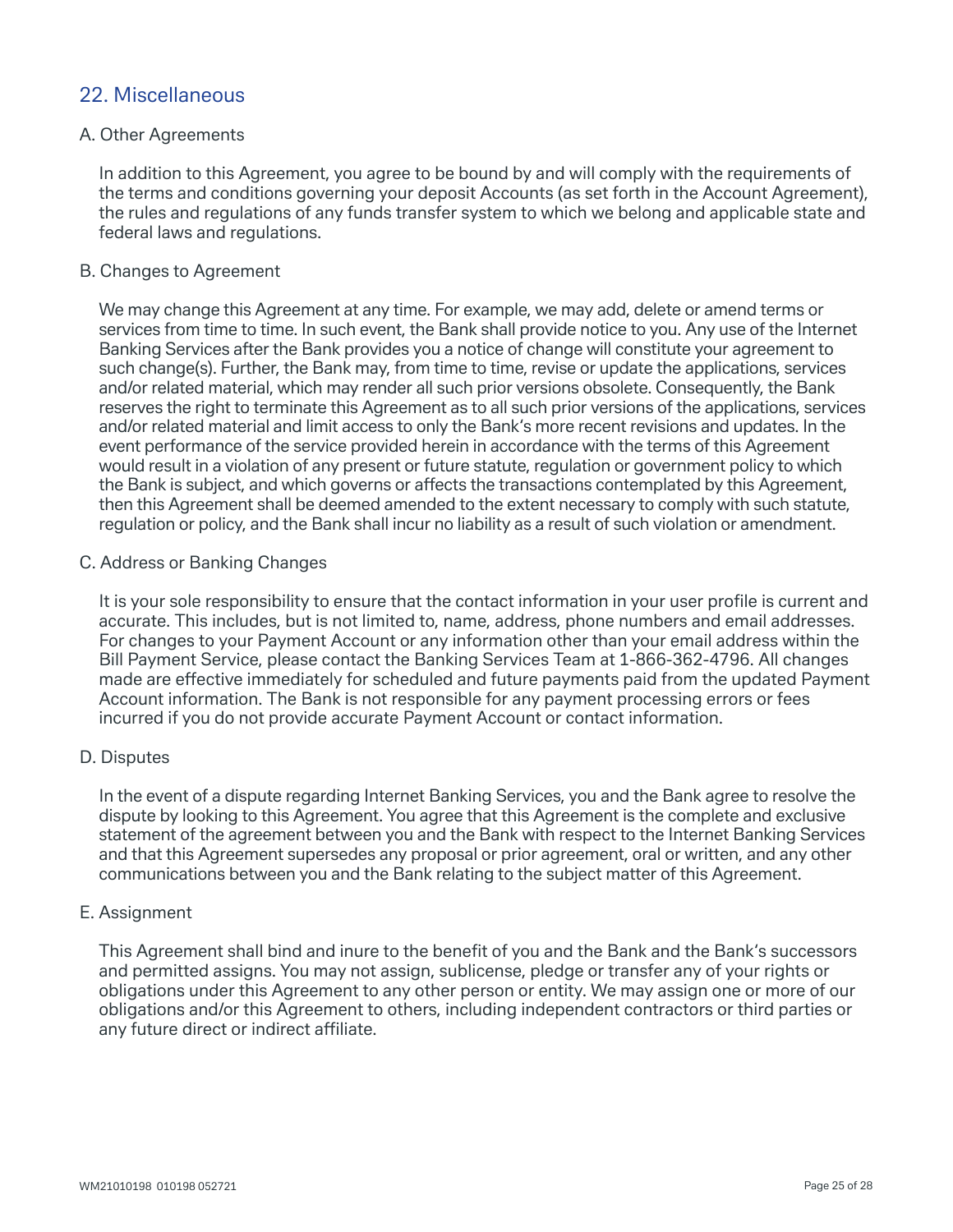## 22. Miscellaneous

### A. Other Agreements

In addition to this Agreement, you agree to be bound by and will comply with the requirements of the terms and conditions governing your deposit Accounts (as set forth in the Account Agreement), the rules and regulations of any funds transfer system to which we belong and applicable state and federal laws and regulations.

### B. Changes to Agreement

We may change this Agreement at any time. For example, we may add, delete or amend terms or services from time to time. In such event, the Bank shall provide notice to you. Any use of the Internet Banking Services after the Bank provides you a notice of change will constitute your agreement to such change(s). Further, the Bank may, from time to time, revise or update the applications, services and/or related material, which may render all such prior versions obsolete. Consequently, the Bank reserves the right to terminate this Agreement as to all such prior versions of the applications, services and/or related material and limit access to only the Bank's more recent revisions and updates. In the event performance of the service provided herein in accordance with the terms of this Agreement would result in a violation of any present or future statute, regulation or government policy to which the Bank is subject, and which governs or affects the transactions contemplated by this Agreement, then this Agreement shall be deemed amended to the extent necessary to comply with such statute, regulation or policy, and the Bank shall incur no liability as a result of such violation or amendment.

### C. Address or Banking Changes

It is your sole responsibility to ensure that the contact information in your user profile is current and accurate. This includes, but is not limited to, name, address, phone numbers and email addresses. For changes to your Payment Account or any information other than your email address within the Bill Payment Service, please contact the Banking Services Team at 1-866-362-4796. All changes made are effective immediately for scheduled and future payments paid from the updated Payment Account information. The Bank is not responsible for any payment processing errors or fees incurred if you do not provide accurate Payment Account or contact information.

### D. Disputes

In the event of a dispute regarding Internet Banking Services, you and the Bank agree to resolve the dispute by looking to this Agreement. You agree that this Agreement is the complete and exclusive statement of the agreement between you and the Bank with respect to the Internet Banking Services and that this Agreement supersedes any proposal or prior agreement, oral or written, and any other communications between you and the Bank relating to the subject matter of this Agreement.

### E. Assignment

This Agreement shall bind and inure to the benefit of you and the Bank and the Bank's successors and permitted assigns. You may not assign, sublicense, pledge or transfer any of your rights or obligations under this Agreement to any other person or entity. We may assign one or more of our obligations and/or this Agreement to others, including independent contractors or third parties or any future direct or indirect affiliate.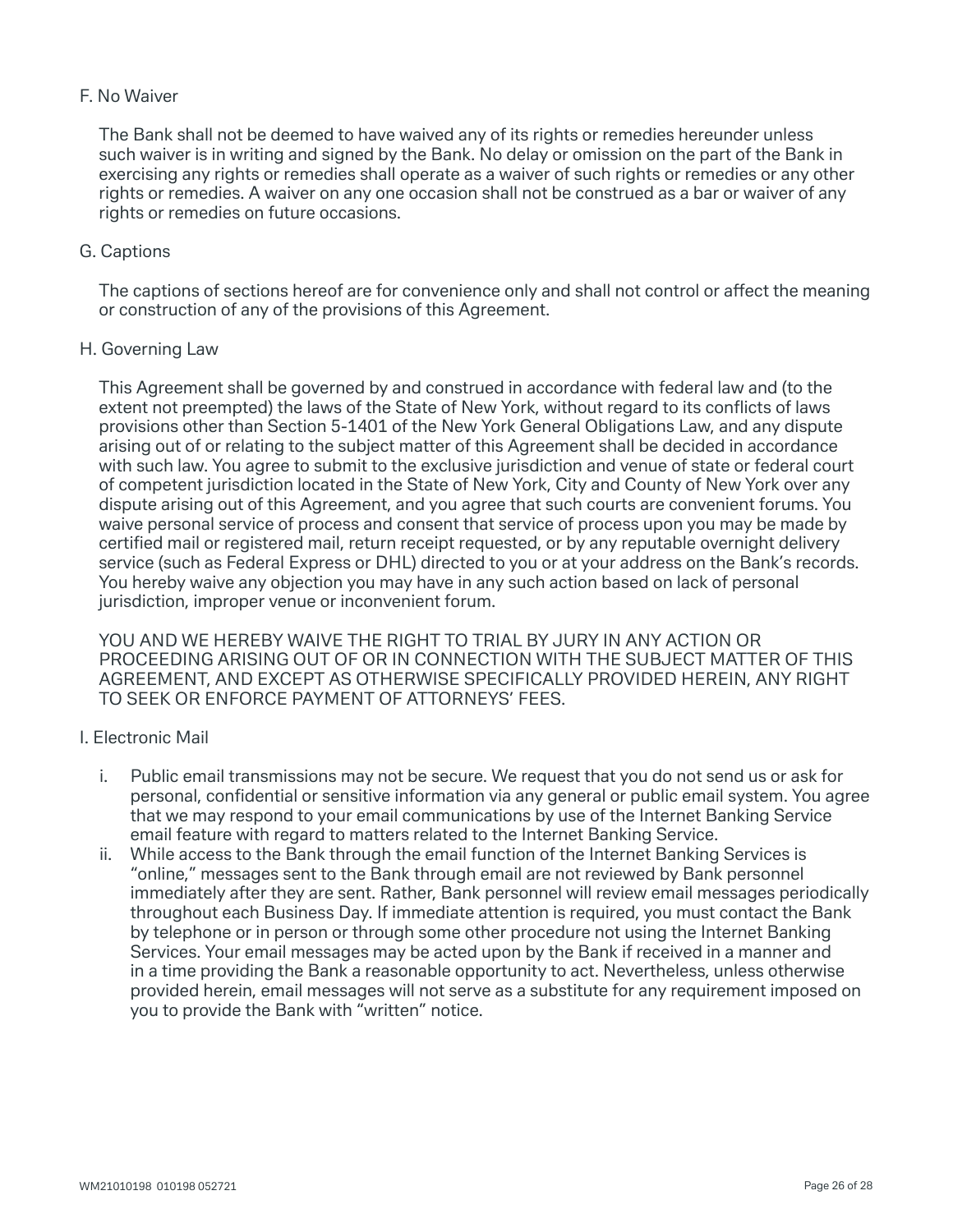### F. No Waiver

The Bank shall not be deemed to have waived any of its rights or remedies hereunder unless such waiver is in writing and signed by the Bank. No delay or omission on the part of the Bank in exercising any rights or remedies shall operate as a waiver of such rights or remedies or any other rights or remedies. A waiver on any one occasion shall not be construed as a bar or waiver of any rights or remedies on future occasions.

### G. Captions

The captions of sections hereof are for convenience only and shall not control or affect the meaning or construction of any of the provisions of this Agreement.

### H. Governing Law

This Agreement shall be governed by and construed in accordance with federal law and (to the extent not preempted) the laws of the State of New York, without regard to its conflicts of laws provisions other than Section 5-1401 of the New York General Obligations Law, and any dispute arising out of or relating to the subject matter of this Agreement shall be decided in accordance with such law. You agree to submit to the exclusive jurisdiction and venue of state or federal court of competent jurisdiction located in the State of New York, City and County of New York over any dispute arising out of this Agreement, and you agree that such courts are convenient forums. You waive personal service of process and consent that service of process upon you may be made by certified mail or registered mail, return receipt requested, or by any reputable overnight delivery service (such as Federal Express or DHL) directed to you or at your address on the Bank's records. You hereby waive any objection you may have in any such action based on lack of personal jurisdiction, improper venue or inconvenient forum.

YOU AND WE HEREBY WAIVE THE RIGHT TO TRIAL BY JURY IN ANY ACTION OR PROCEEDING ARISING OUT OF OR IN CONNECTION WITH THE SUBJECT MATTER OF THIS AGREEMENT, AND EXCEPT AS OTHERWISE SPECIFICALLY PROVIDED HEREIN, ANY RIGHT TO SEEK OR ENFORCE PAYMENT OF ATTORNEYS' FEES.

### I. Electronic Mail

i. Public email transmissions may not be secure. We request that you do not send us or ask for personal, confidential or sensitive information via any general or public email system. You agree that we may respond to your email communications by use of the Internet Banking Service email feature with regard to matters related to the Internet Banking Service.

ii. While access to the Bank through the email function of the Internet Banking Services is "online," messages sent to the Bank through email are not reviewed by Bank personnel immediately after they are sent. Rather, Bank personnel will review email messages periodically throughout each Business Day. If immediate attention is required, you must contact the Bank by telephone or in person or through some other procedure not using the Internet Banking Services. Your email messages may be acted upon by the Bank if received in a manner and in a time providing the Bank a reasonable opportunity to act. Nevertheless, unless otherwise provided herein, email messages will not serve as a substitute for any requirement imposed on you to provide the Bank with "written" notice.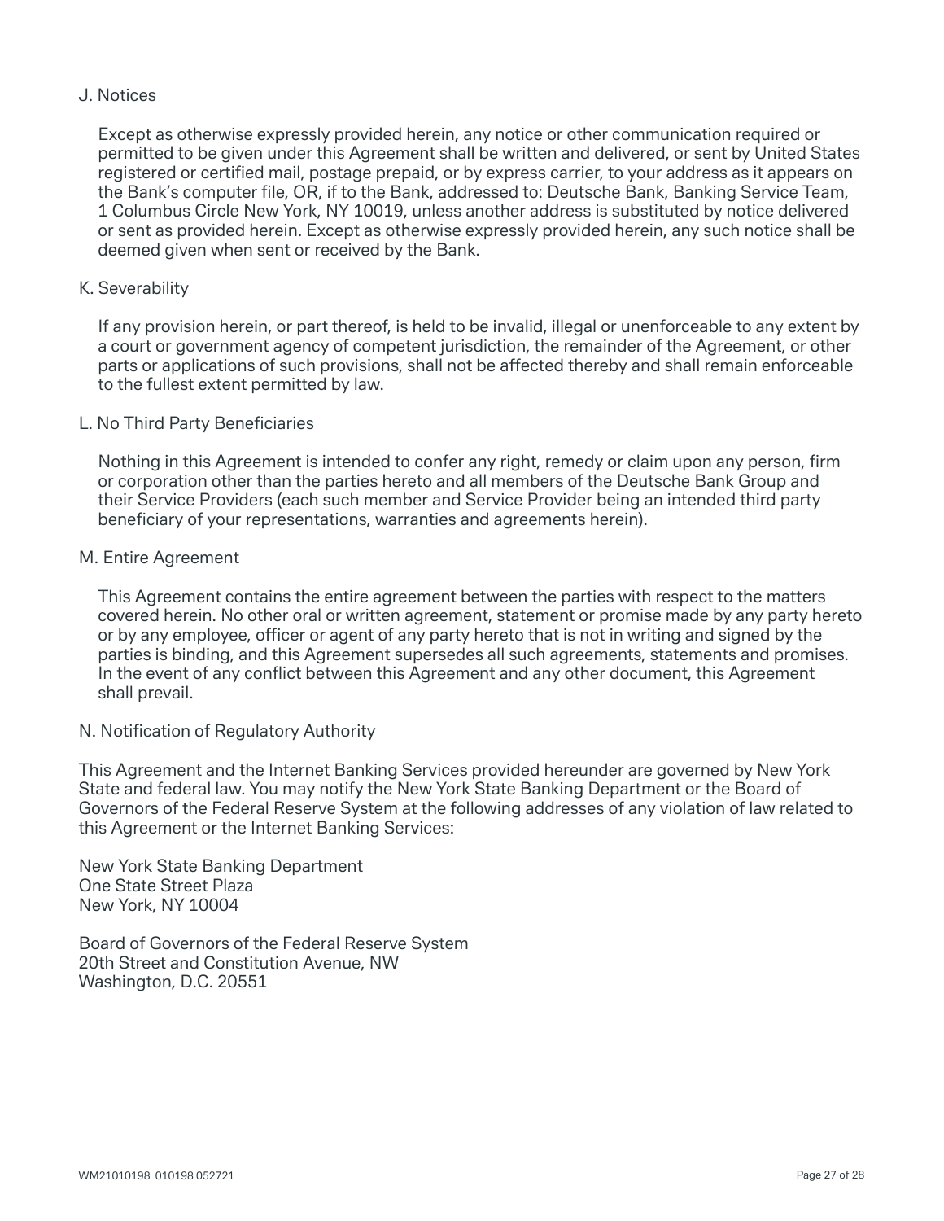## J. Notices

Except as otherwise expressly provided herein, any notice or other communication required or permitted to be given under this Agreement shall be written and delivered, or sent by United States registered or certified mail, postage prepaid, or by express carrier, to your address as it appears on the Bank's computer file, OR, if to the Bank, addressed to: Deutsche Bank, Banking Service Team, 1 Columbus Circle New York, NY 10019, unless another address is substituted by notice delivered or sent as provided herein. Except as otherwise expressly provided herein, any such notice shall be deemed given when sent or received by the Bank.

## K. Severability

If any provision herein, or part thereof, is held to be invalid, illegal or unenforceable to any extent by a court or government agency of competent jurisdiction, the remainder of the Agreement, or other parts or applications of such provisions, shall not be affected thereby and shall remain enforceable to the fullest extent permitted by law.

## L. No Third Party Beneficiaries

Nothing in this Agreement is intended to confer any right, remedy or claim upon any person, firm or corporation other than the parties hereto and all members of the Deutsche Bank Group and their Service Providers (each such member and Service Provider being an intended third party beneficiary of your representations, warranties and agreements herein).

## M. Entire Agreement

This Agreement contains the entire agreement between the parties with respect to the matters covered herein. No other oral or written agreement, statement or promise made by any party hereto or by any employee, officer or agent of any party hereto that is not in writing and signed by the parties is binding, and this Agreement supersedes all such agreements, statements and promises. In the event of any conflict between this Agreement and any other document, this Agreement shall prevail.

## N. Notification of Regulatory Authority

This Agreement and the Internet Banking Services provided hereunder are governed by New York State and federal law. You may notify the New York State Banking Department or the Board of Governors of the Federal Reserve System at the following addresses of any violation of law related to this Agreement or the Internet Banking Services:

New York State Banking Department
One State Street Plaza
New York, NY 10004

Board of Governors of the Federal Reserve System
20th Street and Constitution Avenue, NW
Washington, D.C. 20551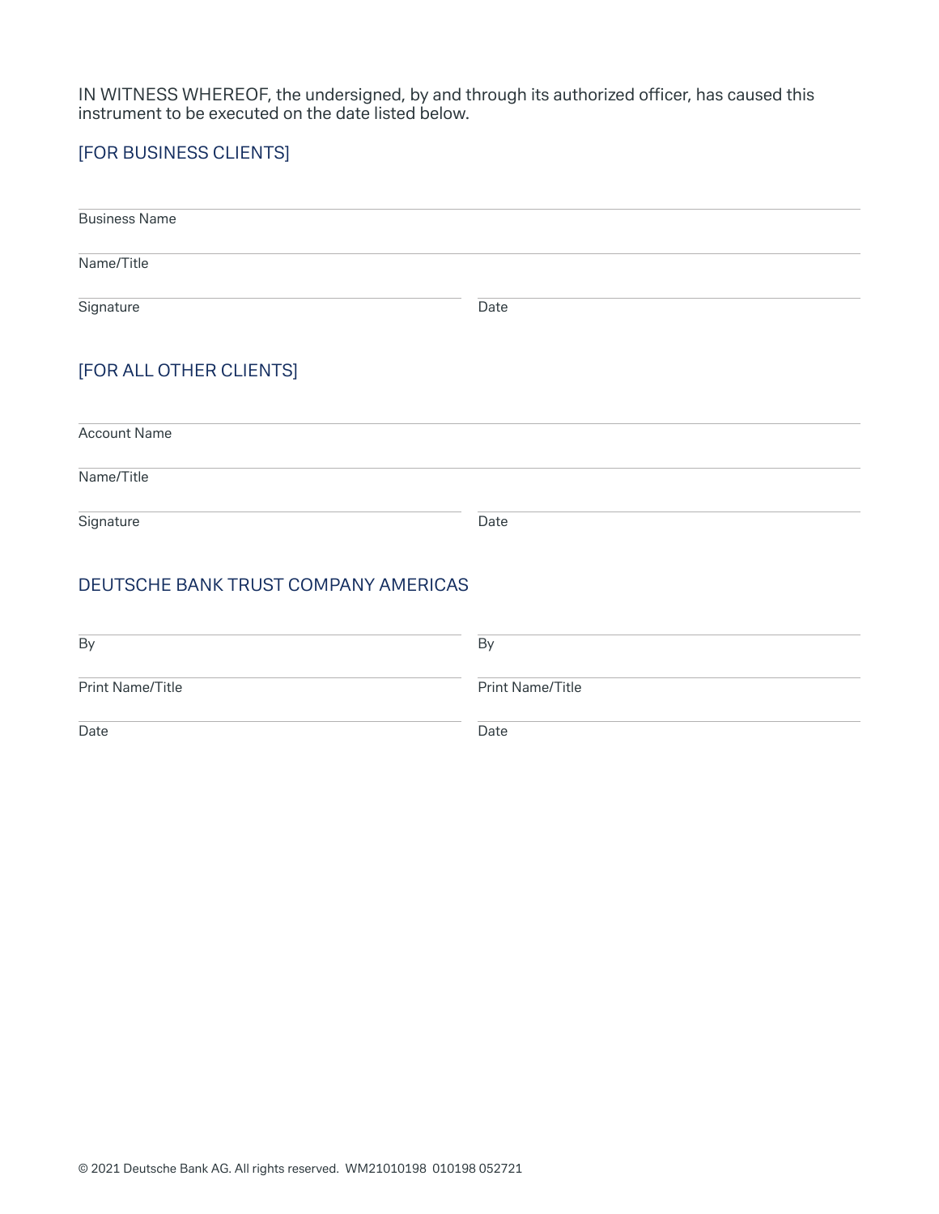IN WITNESS WHEREOF, the undersigned, by and through its authorized officer, has caused this instrument to be executed on the date listed below.

## [FOR BUSINESS CLIENTS]

Business Name

Name/Title

Signature

Date

## [FOR ALL OTHER CLIENTS]

Account Name

Name/Title

Signature

Date

## DEUTSCHE BANK TRUST COMPANY AMERICAS

By

Print Name/Title

Date

By

Print Name/Title

Date

© 2021 Deutsche Bank AG. All rights reserved. WM21010198 010198 052721